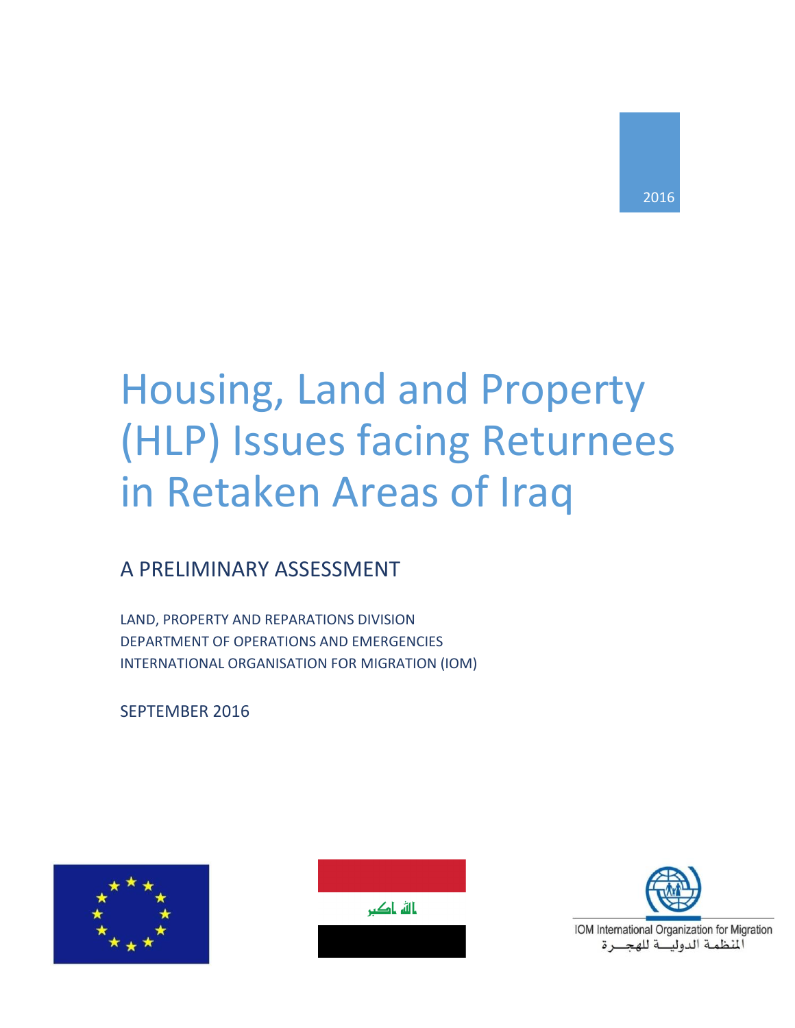2016

# Housing, Land and Property (HLP) Issues facing Returnees in Retaken Areas of Iraq

## A PRELIMINARY ASSESSMENT

LAND, PROPERTY AND REPARATIONS DIVISION
DEPARTMENT OF OPERATIONS AND EMERGENCIES
INTERNATIONAL ORGANISATION FOR MIGRATION (IOM)

SEPTEMBER 2016

IOM International Organization for Migration
المنظمة الدولية للهجرة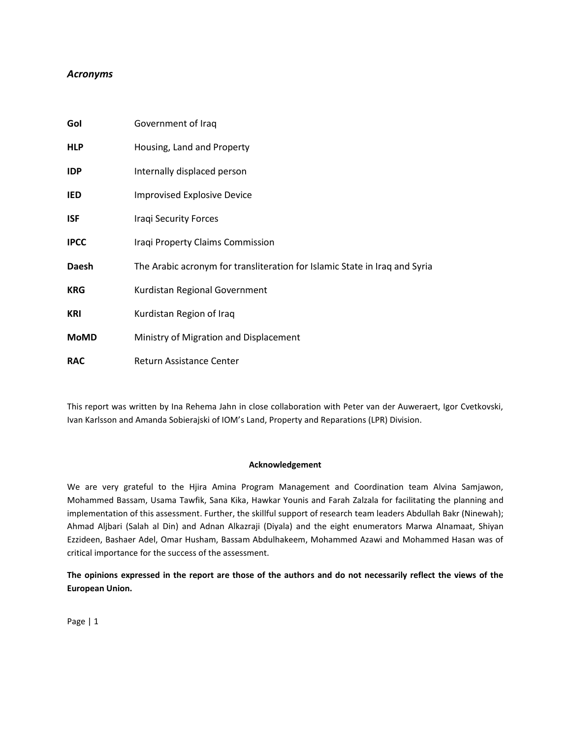## *Acronyms*

| | |
|---|---|
| **GoI** | Government of Iraq |
| **HLP** | Housing, Land and Property |
| **IDP** | Internally displaced person |
| **IED** | Improvised Explosive Device |
| **ISF** | Iraqi Security Forces |
| **IPCC** | Iraqi Property Claims Commission |
| **Daesh** | The Arabic acronym for transliteration for Islamic State in Iraq and Syria |
| **KRG** | Kurdistan Regional Government |
| **KRI** | Kurdistan Region of Iraq |
| **MoMD** | Ministry of Migration and Displacement |
| **RAC** | Return Assistance Center |

This report was written by Ina Rehema Jahn in close collaboration with Peter van der Auweraert, Igor Cvetkovski, Ivan Karlsson and Amanda Sobierajski of IOM's Land, Property and Reparations (LPR) Division.

**Acknowledgement**

We are very grateful to the Hjira Amina Program Management and Coordination team Alvina Samjawon, Mohammed Bassam, Usama Tawfik, Sana Kika, Hawkar Younis and Farah Zalzala for facilitating the planning and implementation of this assessment. Further, the skillful support of research team leaders Abdullah Bakr (Ninewah); Ahmad Aljbari (Salah al Din) and Adnan Alkazraji (Diyala) and the eight enumerators Marwa Alnamaat, Shiyan Ezzideen, Bashaer Adel, Omar Husham, Bassam Abdulhakeem, Mohammed Azawi and Mohammed Hasan was of critical importance for the success of the assessment.

**The opinions expressed in the report are those of the authors and do not necessarily reflect the views of the European Union.**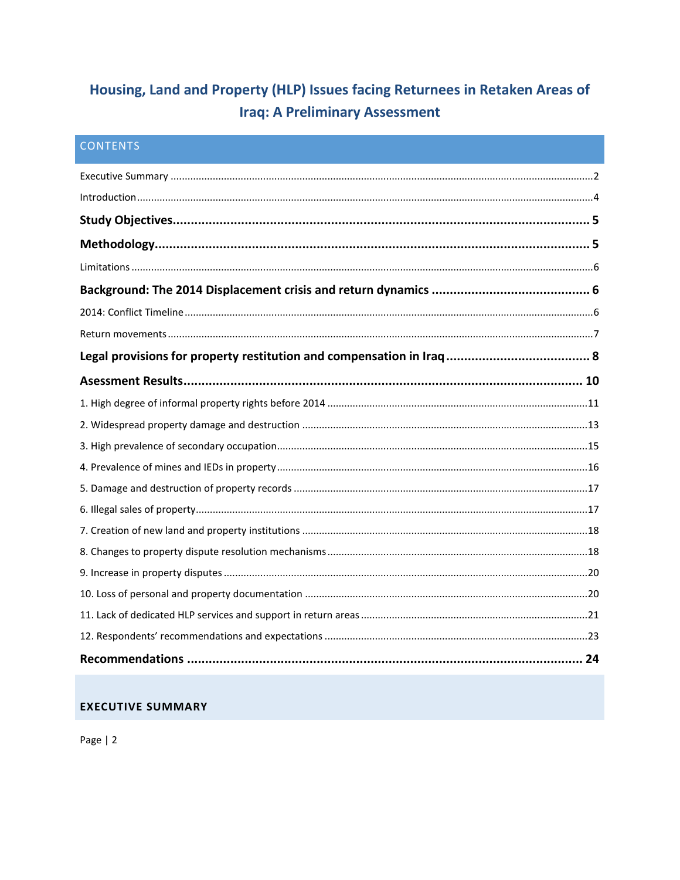# Housing, Land and Property (HLP) Issues facing Returnees in Retaken Areas of Iraq: A Preliminary Assessment

## CONTENTS

Executive Summary ..... 2

Introduction ..... 4

**Study Objectives ..... 5**

**Methodology ..... 5**

Limitations ..... 6

**Background: The 2014 Displacement crisis and return dynamics ..... 6**

2014: Conflict Timeline ..... 6

Return movements ..... 7

**Legal provisions for property restitution and compensation in Iraq ..... 8**

**Asessment Results ..... 10**

1. High degree of informal property rights before 2014 ..... 11
2. Widespread property damage and destruction ..... 13
3. High prevalence of secondary occupation ..... 15
4. Prevalence of mines and IEDs in property ..... 16
5. Damage and destruction of property records ..... 17
6. Illegal sales of property ..... 17
7. Creation of new land and property institutions ..... 18
8. Changes to property dispute resolution mechanisms ..... 18
9. Increase in property disputes ..... 20
10. Loss of personal and property documentation ..... 20
11. Lack of dedicated HLP services and support in return areas ..... 21
12. Respondents' recommendations and expectations ..... 23

**Recommendations ..... 24**

## EXECUTIVE SUMMARY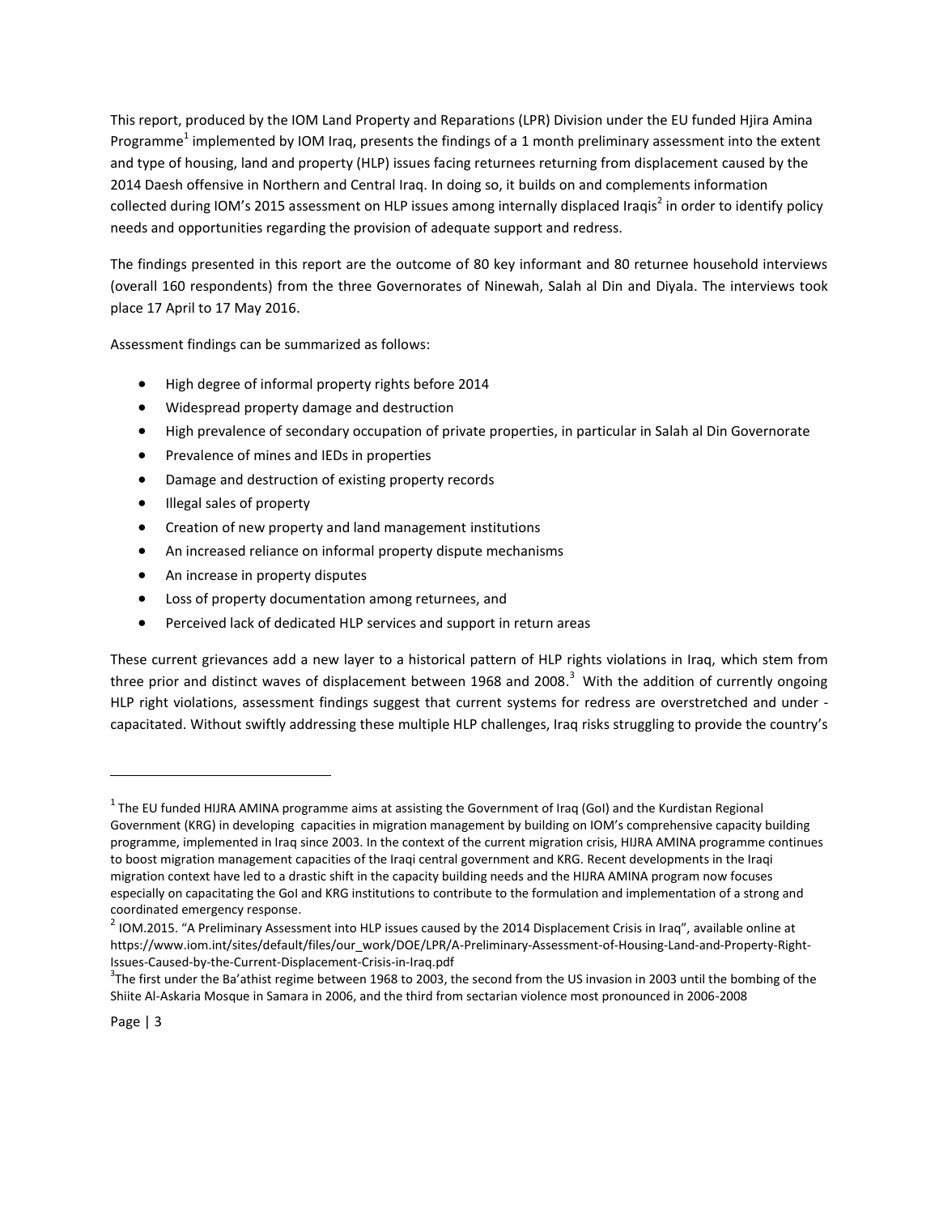This report, produced by the IOM Land Property and Reparations (LPR) Division under the EU funded Hjira Amina Programme[1] implemented by IOM Iraq, presents the findings of a 1 month preliminary assessment into the extent and type of housing, land and property (HLP) issues facing returnees returning from displacement caused by the 2014 Daesh offensive in Northern and Central Iraq. In doing so, it builds on and complements information collected during IOM's 2015 assessment on HLP issues among internally displaced Iraqis[2] in order to identify policy needs and opportunities regarding the provision of adequate support and redress.

The findings presented in this report are the outcome of 80 key informant and 80 returnee household interviews (overall 160 respondents) from the three Governorates of Ninewah, Salah al Din and Diyala. The interviews took place 17 April to 17 May 2016.

Assessment findings can be summarized as follows:

- High degree of informal property rights before 2014
- Widespread property damage and destruction
- High prevalence of secondary occupation of private properties, in particular in Salah al Din Governorate
- Prevalence of mines and IEDs in properties
- Damage and destruction of existing property records
- Illegal sales of property
- Creation of new property and land management institutions
- An increased reliance on informal property dispute mechanisms
- An increase in property disputes
- Loss of property documentation among returnees, and
- Perceived lack of dedicated HLP services and support in return areas

These current grievances add a new layer to a historical pattern of HLP rights violations in Iraq, which stem from three prior and distinct waves of displacement between 1968 and 2008.[3] With the addition of currently ongoing HLP right violations, assessment findings suggest that current systems for redress are overstretched and under - capacitated. Without swiftly addressing these multiple HLP challenges, Iraq risks struggling to provide the country's

---

[1] The EU funded HIJRA AMINA programme aims at assisting the Government of Iraq (GoI) and the Kurdistan Regional Government (KRG) in developing capacities in migration management by building on IOM's comprehensive capacity building programme, implemented in Iraq since 2003. In the context of the current migration crisis, HIJRA AMINA programme continues to boost migration management capacities of the Iraqi central government and KRG. Recent developments in the Iraqi migration context have led to a drastic shift in the capacity building needs and the HIJRA AMINA program now focuses especially on capacitating the GoI and KRG institutions to contribute to the formulation and implementation of a strong and coordinated emergency response.

[2] IOM.2015. "A Preliminary Assessment into HLP issues caused by the 2014 Displacement Crisis in Iraq", available online at https://www.iom.int/sites/default/files/our_work/DOE/LPR/A-Preliminary-Assessment-of-Housing-Land-and-Property-Right-Issues-Caused-by-the-Current-Displacement-Crisis-in-Iraq.pdf

[3] The first under the Ba'athist regime between 1968 to 2003, the second from the US invasion in 2003 until the bombing of the Shiite Al-Askaria Mosque in Samara in 2006, and the third from sectarian violence most pronounced in 2006-2008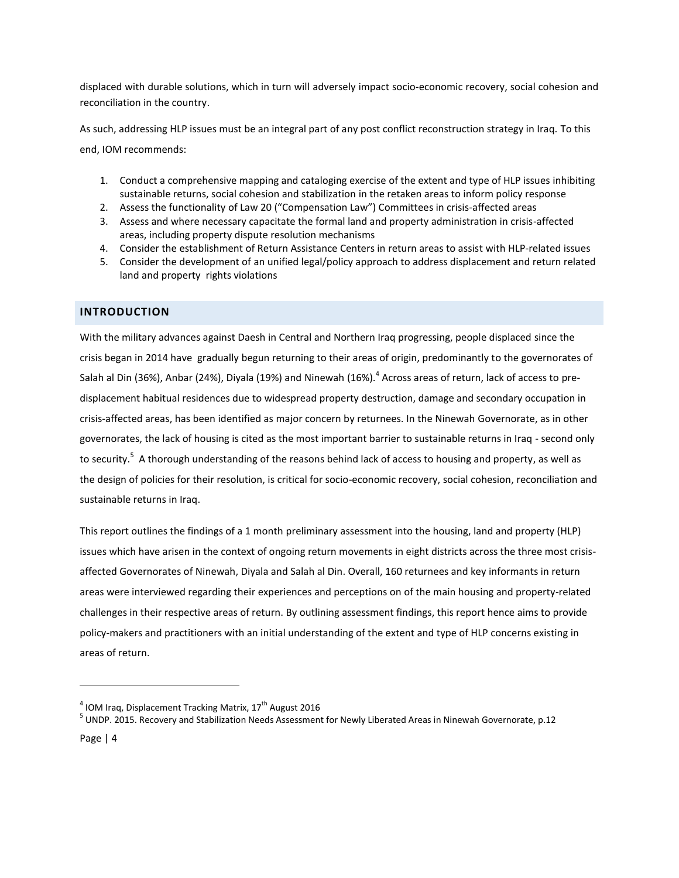displaced with durable solutions, which in turn will adversely impact socio-economic recovery, social cohesion and reconciliation in the country.

As such, addressing HLP issues must be an integral part of any post conflict reconstruction strategy in Iraq. To this end, IOM recommends:

1. Conduct a comprehensive mapping and cataloging exercise of the extent and type of HLP issues inhibiting sustainable returns, social cohesion and stabilization in the retaken areas to inform policy response
2. Assess the functionality of Law 20 ("Compensation Law") Committees in crisis-affected areas
3. Assess and where necessary capacitate the formal land and property administration in crisis-affected areas, including property dispute resolution mechanisms
4. Consider the establishment of Return Assistance Centers in return areas to assist with HLP-related issues
5. Consider the development of an unified legal/policy approach to address displacement and return related land and property rights violations

## INTRODUCTION

With the military advances against Daesh in Central and Northern Iraq progressing, people displaced since the crisis began in 2014 have gradually begun returning to their areas of origin, predominantly to the governorates of Salah al Din (36%), Anbar (24%), Diyala (19%) and Ninewah (16%).[4] Across areas of return, lack of access to pre-displacement habitual residences due to widespread property destruction, damage and secondary occupation in crisis-affected areas, has been identified as major concern by returnees. In the Ninewah Governorate, as in other governorates, the lack of housing is cited as the most important barrier to sustainable returns in Iraq - second only to security.[5] A thorough understanding of the reasons behind lack of access to housing and property, as well as the design of policies for their resolution, is critical for socio-economic recovery, social cohesion, reconciliation and sustainable returns in Iraq.

This report outlines the findings of a 1 month preliminary assessment into the housing, land and property (HLP) issues which have arisen in the context of ongoing return movements in eight districts across the three most crisis-affected Governorates of Ninewah, Diyala and Salah al Din. Overall, 160 returnees and key informants in return areas were interviewed regarding their experiences and perceptions on of the main housing and property-related challenges in their respective areas of return. By outlining assessment findings, this report hence aims to provide policy-makers and practitioners with an initial understanding of the extent and type of HLP concerns existing in areas of return.

[4] IOM Iraq, Displacement Tracking Matrix, 17th August 2016

[5] UNDP. 2015. Recovery and Stabilization Needs Assessment for Newly Liberated Areas in Ninewah Governorate, p.12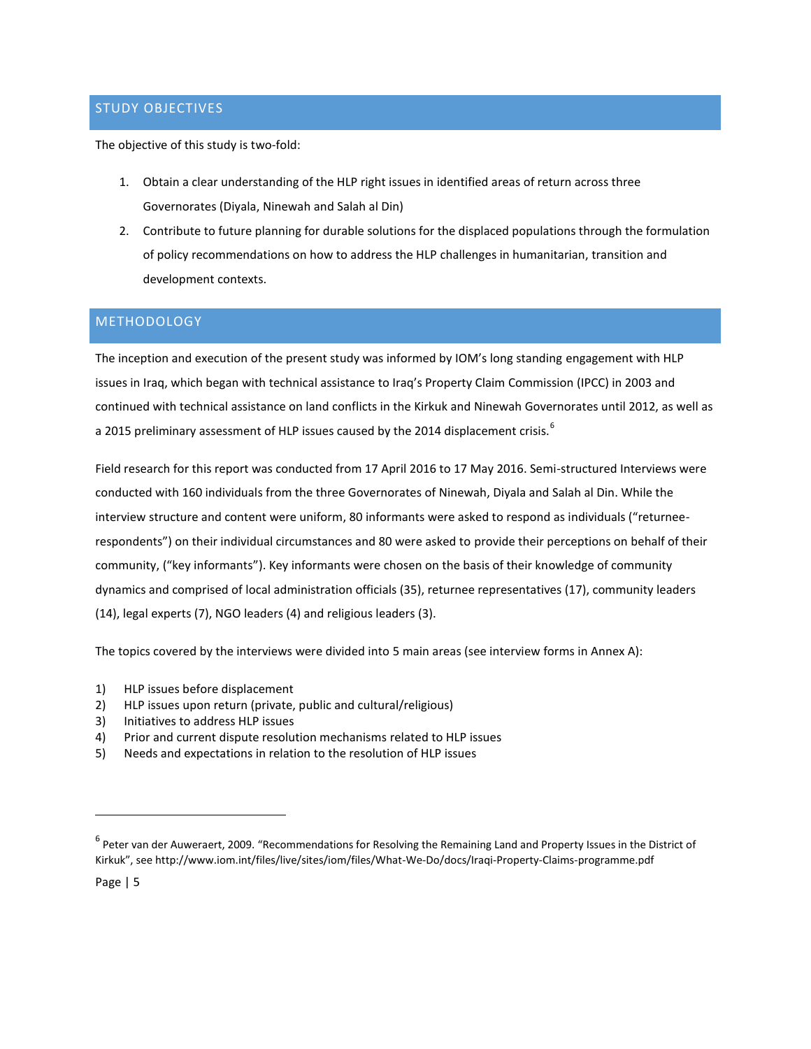## STUDY OBJECTIVES

The objective of this study is two-fold:

1. Obtain a clear understanding of the HLP right issues in identified areas of return across three Governorates (Diyala, Ninewah and Salah al Din)
2. Contribute to future planning for durable solutions for the displaced populations through the formulation of policy recommendations on how to address the HLP challenges in humanitarian, transition and development contexts.

## METHODOLOGY

The inception and execution of the present study was informed by IOM's long standing engagement with HLP issues in Iraq, which began with technical assistance to Iraq's Property Claim Commission (IPCC) in 2003 and continued with technical assistance on land conflicts in the Kirkuk and Ninewah Governorates until 2012, as well as a 2015 preliminary assessment of HLP issues caused by the 2014 displacement crisis.[6]

Field research for this report was conducted from 17 April 2016 to 17 May 2016. Semi-structured Interviews were conducted with 160 individuals from the three Governorates of Ninewah, Diyala and Salah al Din. While the interview structure and content were uniform, 80 informants were asked to respond as individuals ("returnee-respondents") on their individual circumstances and 80 were asked to provide their perceptions on behalf of their community, ("key informants"). Key informants were chosen on the basis of their knowledge of community dynamics and comprised of local administration officials (35), returnee representatives (17), community leaders (14), legal experts (7), NGO leaders (4) and religious leaders (3).

The topics covered by the interviews were divided into 5 main areas (see interview forms in Annex A):

1) HLP issues before displacement
2) HLP issues upon return (private, public and cultural/religious)
3) Initiatives to address HLP issues
4) Prior and current dispute resolution mechanisms related to HLP issues
5) Needs and expectations in relation to the resolution of HLP issues

---

[6] Peter van der Auweraert, 2009. "Recommendations for Resolving the Remaining Land and Property Issues in the District of Kirkuk", see http://www.iom.int/files/live/sites/iom/files/What-We-Do/docs/Iraqi-Property-Claims-programme.pdf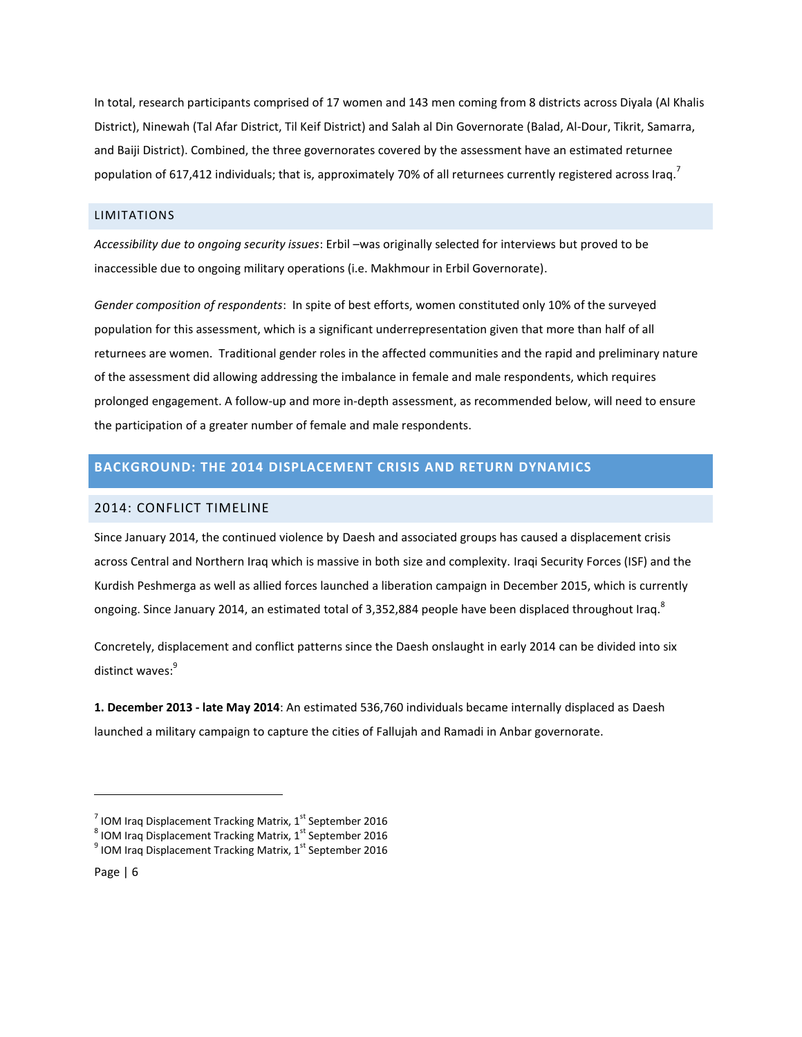In total, research participants comprised of 17 women and 143 men coming from 8 districts across Diyala (Al Khalis District), Ninewah (Tal Afar District, Til Keif District) and Salah al Din Governorate (Balad, Al-Dour, Tikrit, Samarra, and Baiji District). Combined, the three governorates covered by the assessment have an estimated returnee population of 617,412 individuals; that is, approximately 70% of all returnees currently registered across Iraq.[7]

### LIMITATIONS

*Accessibility due to ongoing security issues*: Erbil –was originally selected for interviews but proved to be inaccessible due to ongoing military operations (i.e. Makhmour in Erbil Governorate).

*Gender composition of respondents*: In spite of best efforts, women constituted only 10% of the surveyed population for this assessment, which is a significant underrepresentation given that more than half of all returnees are women. Traditional gender roles in the affected communities and the rapid and preliminary nature of the assessment did allowing addressing the imbalance in female and male respondents, which requires prolonged engagement. A follow-up and more in-depth assessment, as recommended below, will need to ensure the participation of a greater number of female and male respondents.

## BACKGROUND: THE 2014 DISPLACEMENT CRISIS AND RETURN DYNAMICS

### 2014: CONFLICT TIMELINE

Since January 2014, the continued violence by Daesh and associated groups has caused a displacement crisis across Central and Northern Iraq which is massive in both size and complexity. Iraqi Security Forces (ISF) and the Kurdish Peshmerga as well as allied forces launched a liberation campaign in December 2015, which is currently ongoing. Since January 2014, an estimated total of 3,352,884 people have been displaced throughout Iraq.[8]

Concretely, displacement and conflict patterns since the Daesh onslaught in early 2014 can be divided into six distinct waves:[9]

**1. December 2013 - late May 2014**: An estimated 536,760 individuals became internally displaced as Daesh launched a military campaign to capture the cities of Fallujah and Ramadi in Anbar governorate.

---

[7] IOM Iraq Displacement Tracking Matrix, 1st September 2016

[8] IOM Iraq Displacement Tracking Matrix, 1st September 2016

[9] IOM Iraq Displacement Tracking Matrix, 1st September 2016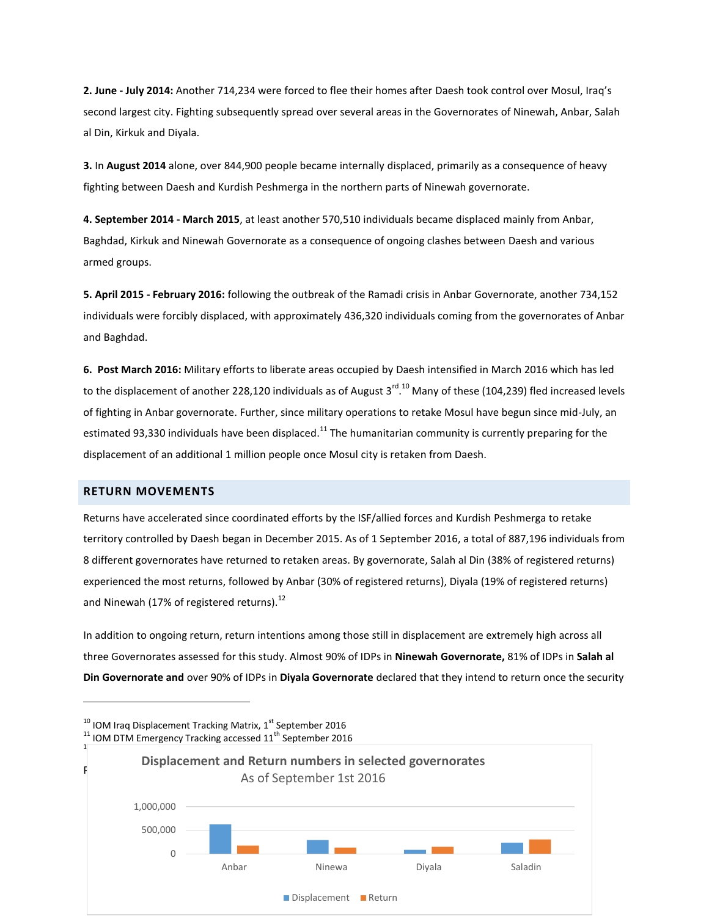**2. June - July 2014:** Another 714,234 were forced to flee their homes after Daesh took control over Mosul, Iraq's second largest city. Fighting subsequently spread over several areas in the Governorates of Ninewah, Anbar, Salah al Din, Kirkuk and Diyala.

**3.** In **August 2014** alone, over 844,900 people became internally displaced, primarily as a consequence of heavy fighting between Daesh and Kurdish Peshmerga in the northern parts of Ninewah governorate.

**4. September 2014 - March 2015**, at least another 570,510 individuals became displaced mainly from Anbar, Baghdad, Kirkuk and Ninewah Governorate as a consequence of ongoing clashes between Daesh and various armed groups.

**5. April 2015 - February 2016:** following the outbreak of the Ramadi crisis in Anbar Governorate, another 734,152 individuals were forcibly displaced, with approximately 436,320 individuals coming from the governorates of Anbar and Baghdad.

**6. Post March 2016:** Military efforts to liberate areas occupied by Daesh intensified in March 2016 which has led to the displacement of another 228,120 individuals as of August 3rd.[10] Many of these (104,239) fled increased levels of fighting in Anbar governorate. Further, since military operations to retake Mosul have begun since mid-July, an estimated 93,330 individuals have been displaced.[11] The humanitarian community is currently preparing for the displacement of an additional 1 million people once Mosul city is retaken from Daesh.

## RETURN MOVEMENTS

Returns have accelerated since coordinated efforts by the ISF/allied forces and Kurdish Peshmerga to retake territory controlled by Daesh began in December 2015. As of 1 September 2016, a total of 887,196 individuals from 8 different governorates have returned to retaken areas. By governorate, Salah al Din (38% of registered returns) experienced the most returns, followed by Anbar (30% of registered returns), Diyala (19% of registered returns) and Ninewah (17% of registered returns).[12]

In addition to ongoing return, return intentions among those still in displacement are extremely high across all three Governorates assessed for this study. Almost 90% of IDPs in **Ninewah Governorate,** 81% of IDPs in **Salah al Din Governorate and** over 90% of IDPs in **Diyala Governorate** declared that they intend to return once the security

---

[10] IOM Iraq Displacement Tracking Matrix, 1st September 2016

[11] IOM DTM Emergency Tracking accessed 11th September 2016

**Displacement and Return numbers in selected governorates**
As of September 1st 2016

| Governorate | Displacement | Return |
|---|---|---|
| Anbar | ~620,000 | ~170,000 |
| Ninewa | ~290,000 | ~130,000 |
| Diyala | ~80,000 | ~150,000 |
| Saladin | ~230,000 | ~310,000 |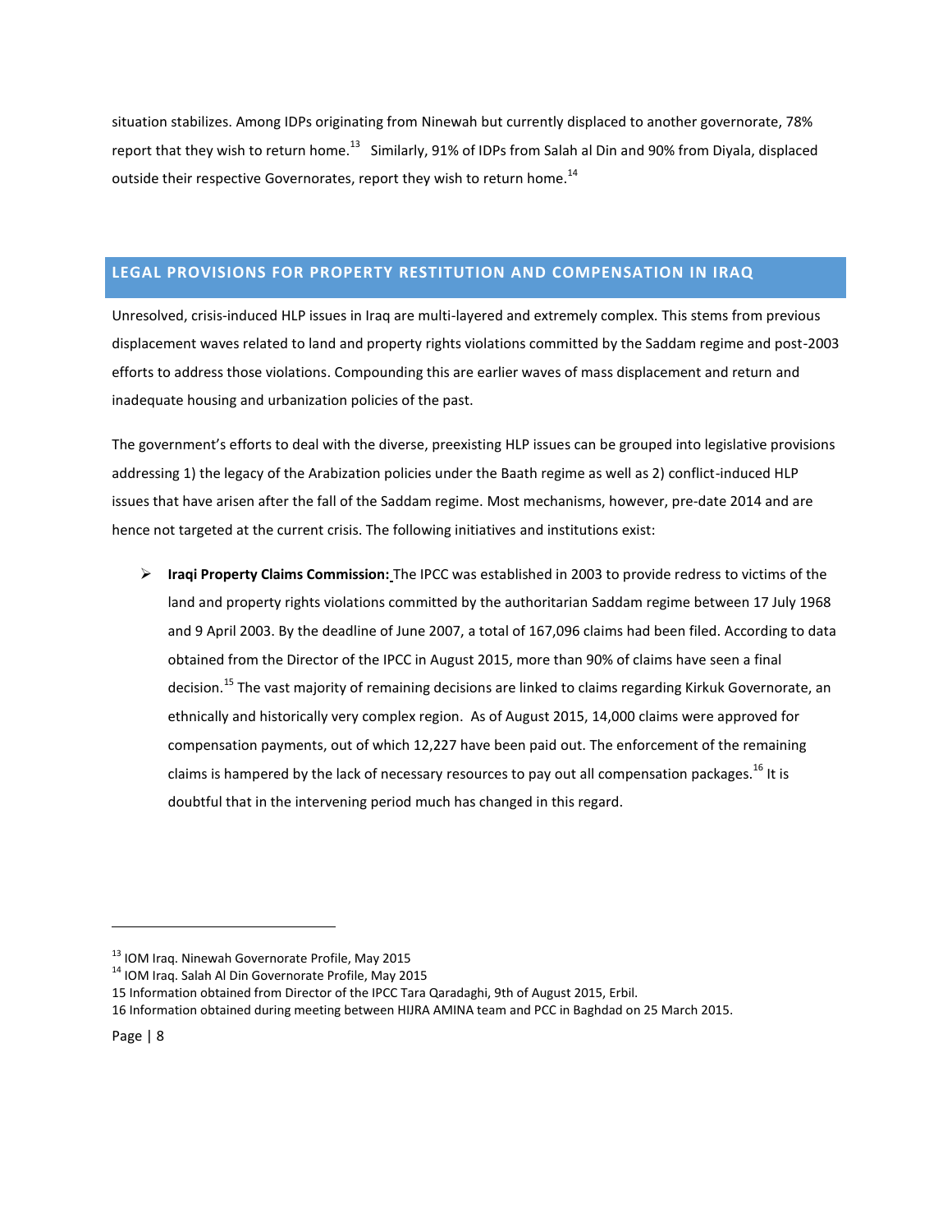situation stabilizes. Among IDPs originating from Ninewah but currently displaced to another governorate, 78% report that they wish to return home.[13] Similarly, 91% of IDPs from Salah al Din and 90% from Diyala, displaced outside their respective Governorates, report they wish to return home.[14]

## LEGAL PROVISIONS FOR PROPERTY RESTITUTION AND COMPENSATION IN IRAQ

Unresolved, crisis-induced HLP issues in Iraq are multi-layered and extremely complex. This stems from previous displacement waves related to land and property rights violations committed by the Saddam regime and post-2003 efforts to address those violations. Compounding this are earlier waves of mass displacement and return and inadequate housing and urbanization policies of the past.

The government's efforts to deal with the diverse, preexisting HLP issues can be grouped into legislative provisions addressing 1) the legacy of the Arabization policies under the Baath regime as well as 2) conflict-induced HLP issues that have arisen after the fall of the Saddam regime. Most mechanisms, however, pre-date 2014 and are hence not targeted at the current crisis. The following initiatives and institutions exist:

- **Iraqi Property Claims Commission:** The IPCC was established in 2003 to provide redress to victims of the land and property rights violations committed by the authoritarian Saddam regime between 17 July 1968 and 9 April 2003. By the deadline of June 2007, a total of 167,096 claims had been filed. According to data obtained from the Director of the IPCC in August 2015, more than 90% of claims have seen a final decision.[15] The vast majority of remaining decisions are linked to claims regarding Kirkuk Governorate, an ethnically and historically very complex region. As of August 2015, 14,000 claims were approved for compensation payments, out of which 12,227 have been paid out. The enforcement of the remaining claims is hampered by the lack of necessary resources to pay out all compensation packages.[16] It is doubtful that in the intervening period much has changed in this regard.

---

[13] IOM Iraq. Ninewah Governorate Profile, May 2015

[14] IOM Iraq. Salah Al Din Governorate Profile, May 2015

15 Information obtained from Director of the IPCC Tara Qaradaghi, 9th of August 2015, Erbil.

16 Information obtained during meeting between HIJRA AMINA team and PCC in Baghdad on 25 March 2015.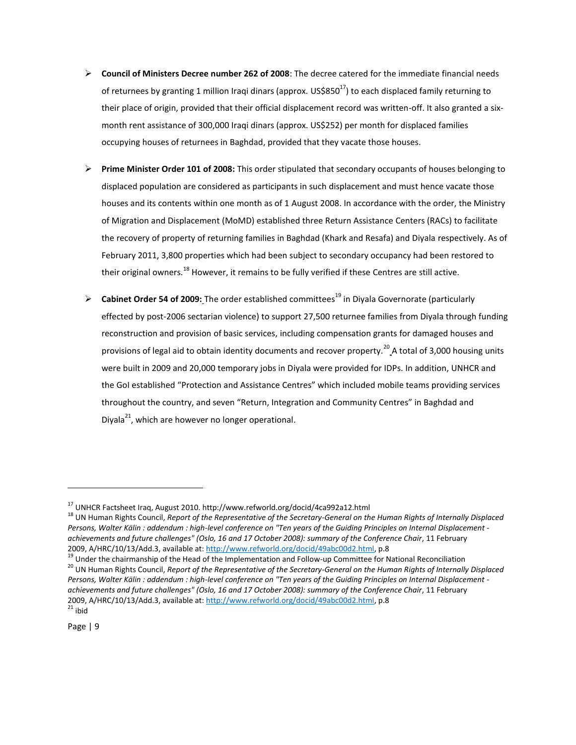- **Council of Ministers Decree number 262 of 2008**: The decree catered for the immediate financial needs of returnees by granting 1 million Iraqi dinars (approx. US$850[17]) to each displaced family returning to their place of origin, provided that their official displacement record was written-off. It also granted a six-month rent assistance of 300,000 Iraqi dinars (approx. US$252) per month for displaced families occupying houses of returnees in Baghdad, provided that they vacate those houses.

- **Prime Minister Order 101 of 2008:** This order stipulated that secondary occupants of houses belonging to displaced population are considered as participants in such displacement and must hence vacate those houses and its contents within one month as of 1 August 2008. In accordance with the order, the Ministry of Migration and Displacement (MoMD) established three Return Assistance Centers (RACs) to facilitate the recovery of property of returning families in Baghdad (Khark and Resafa) and Diyala respectively. As of February 2011, 3,800 properties which had been subject to secondary occupancy had been restored to their original owners.[18] However, it remains to be fully verified if these Centres are still active.

- **Cabinet Order 54 of 2009:** The order established committees[19] in Diyala Governorate (particularly effected by post-2006 sectarian violence) to support 27,500 returnee families from Diyala through funding reconstruction and provision of basic services, including compensation grants for damaged houses and provisions of legal aid to obtain identity documents and recover property.[20] A total of 3,000 housing units were built in 2009 and 20,000 temporary jobs in Diyala were provided for IDPs. In addition, UNHCR and the GoI established "Protection and Assistance Centres" which included mobile teams providing services throughout the country, and seven "Return, Integration and Community Centres" in Baghdad and Diyala[21], which are however no longer operational.

---

[17] UNHCR Factsheet Iraq, August 2010. http://www.refworld.org/docid/4ca992a12.html

[18] UN Human Rights Council, *Report of the Representative of the Secretary-General on the Human Rights of Internally Displaced Persons, Walter Kälin : addendum : high-level conference on "Ten years of the Guiding Principles on Internal Displacement - achievements and future challenges" (Oslo, 16 and 17 October 2008): summary of the Conference Chair*, 11 February 2009, A/HRC/10/13/Add.3, available at: http://www.refworld.org/docid/49abc00d2.html, p.8

[19] Under the chairmanship of the Head of the Implementation and Follow-up Committee for National Reconciliation

[20] UN Human Rights Council, *Report of the Representative of the Secretary-General on the Human Rights of Internally Displaced Persons, Walter Kälin : addendum : high-level conference on "Ten years of the Guiding Principles on Internal Displacement - achievements and future challenges" (Oslo, 16 and 17 October 2008): summary of the Conference Chair*, 11 February 2009, A/HRC/10/13/Add.3, available at: http://www.refworld.org/docid/49abc00d2.html, p.8

[21] ibid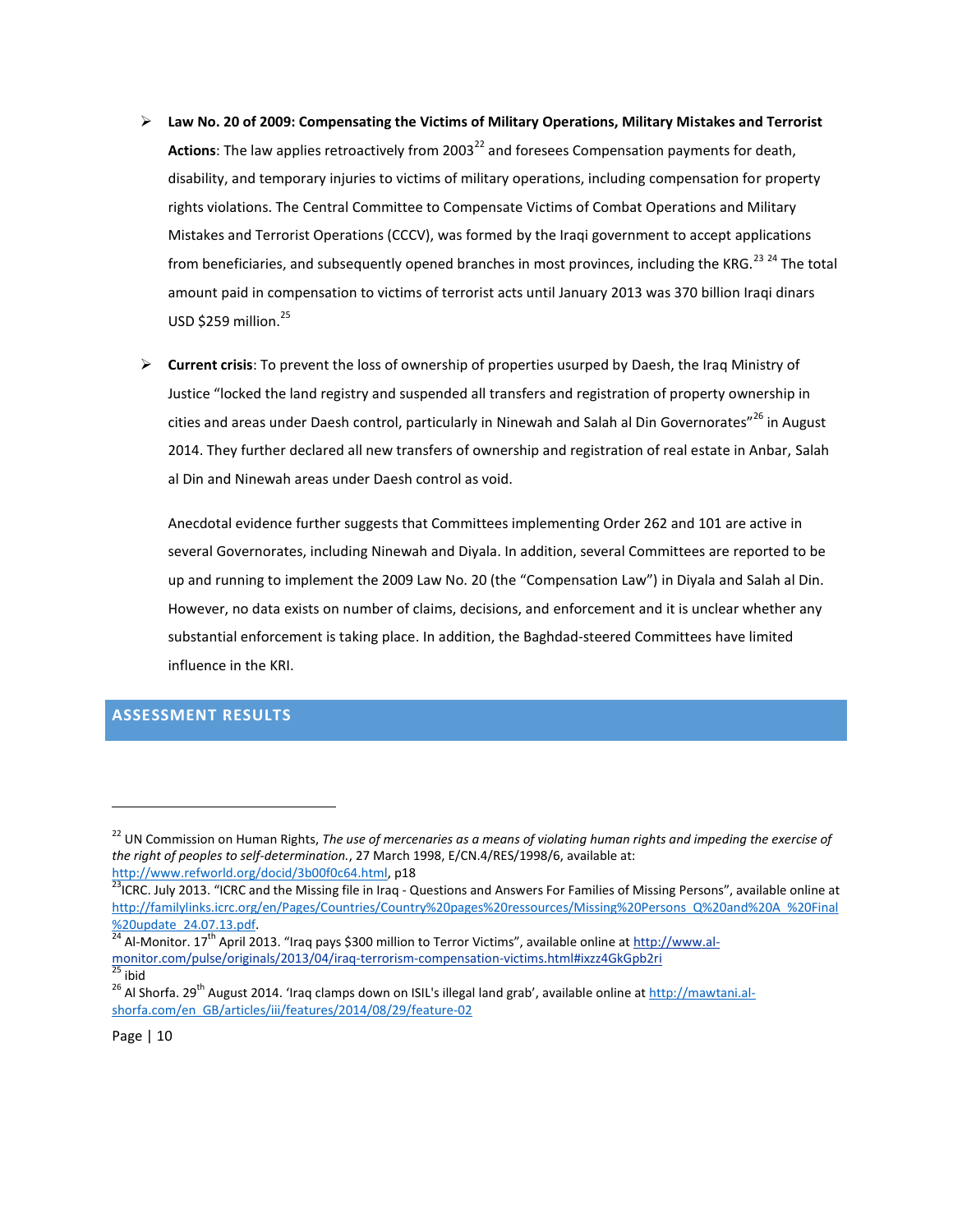- **Law No. 20 of 2009: Compensating the Victims of Military Operations, Military Mistakes and Terrorist Actions**: The law applies retroactively from 2003[22] and foresees Compensation payments for death, disability, and temporary injuries to victims of military operations, including compensation for property rights violations. The Central Committee to Compensate Victims of Combat Operations and Military Mistakes and Terrorist Operations (CCCV), was formed by the Iraqi government to accept applications from beneficiaries, and subsequently opened branches in most provinces, including the KRG.[23] [24] The total amount paid in compensation to victims of terrorist acts until January 2013 was 370 billion Iraqi dinars USD $259 million.[25]

- **Current crisis**: To prevent the loss of ownership of properties usurped by Daesh, the Iraq Ministry of Justice "locked the land registry and suspended all transfers and registration of property ownership in cities and areas under Daesh control, particularly in Ninewah and Salah al Din Governorates"[26] in August 2014. They further declared all new transfers of ownership and registration of real estate in Anbar, Salah al Din and Ninewah areas under Daesh control as void.

  Anecdotal evidence further suggests that Committees implementing Order 262 and 101 are active in several Governorates, including Ninewah and Diyala. In addition, several Committees are reported to be up and running to implement the 2009 Law No. 20 (the "Compensation Law") in Diyala and Salah al Din. However, no data exists on number of claims, decisions, and enforcement and it is unclear whether any substantial enforcement is taking place. In addition, the Baghdad-steered Committees have limited influence in the KRI.

## ASSESSMENT RESULTS

---

[22] UN Commission on Human Rights, *The use of mercenaries as a means of violating human rights and impeding the exercise of the right of peoples to self-determination.*, 27 March 1998, E/CN.4/RES/1998/6, available at: http://www.refworld.org/docid/3b00f0c64.html, p18

[23] ICRC. July 2013. "ICRC and the Missing file in Iraq - Questions and Answers For Families of Missing Persons", available online at http://familylinks.icrc.org/en/Pages/Countries/Country%20pages%20ressources/Missing%20Persons_Q%20and%20A_%20Final%20update_24.07.13.pdf.

[24] Al-Monitor. 17th April 2013. "Iraq pays $300 million to Terror Victims", available online at http://www.al-monitor.com/pulse/originals/2013/04/iraq-terrorism-compensation-victims.html#ixzz4GkGpb2ri

[25] ibid

[26] Al Shorfa. 29th August 2014. 'Iraq clamps down on ISIL's illegal land grab', available online at http://mawtani.al-shorfa.com/en_GB/articles/iii/features/2014/08/29/feature-02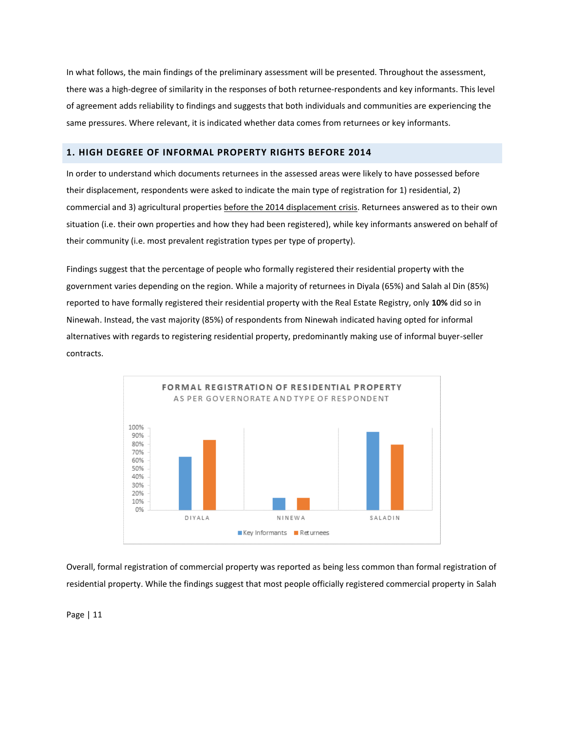In what follows, the main findings of the preliminary assessment will be presented. Throughout the assessment, there was a high-degree of similarity in the responses of both returnee-respondents and key informants. This level of agreement adds reliability to findings and suggests that both individuals and communities are experiencing the same pressures. Where relevant, it is indicated whether data comes from returnees or key informants.

## 1. HIGH DEGREE OF INFORMAL PROPERTY RIGHTS BEFORE 2014

In order to understand which documents returnees in the assessed areas were likely to have possessed before their displacement, respondents were asked to indicate the main type of registration for 1) residential, 2) commercial and 3) agricultural properties before the 2014 displacement crisis. Returnees answered as to their own situation (i.e. their own properties and how they had been registered), while key informants answered on behalf of their community (i.e. most prevalent registration types per type of property).

Findings suggest that the percentage of people who formally registered their residential property with the government varies depending on the region. While a majority of returnees in Diyala (65%) and Salah al Din (85%) reported to have formally registered their residential property with the Real Estate Registry, only **10%** did so in Ninewah. Instead, the vast majority (85%) of respondents from Ninewah indicated having opted for informal alternatives with regards to registering residential property, predominantly making use of informal buyer-seller contracts.

**FORMAL REGISTRATION OF RESIDENTIAL PROPERTY**
AS PER GOVERNORATE AND TYPE OF RESPONDENT

Overall, formal registration of commercial property was reported as being less common than formal registration of residential property. While the findings suggest that most people officially registered commercial property in Salah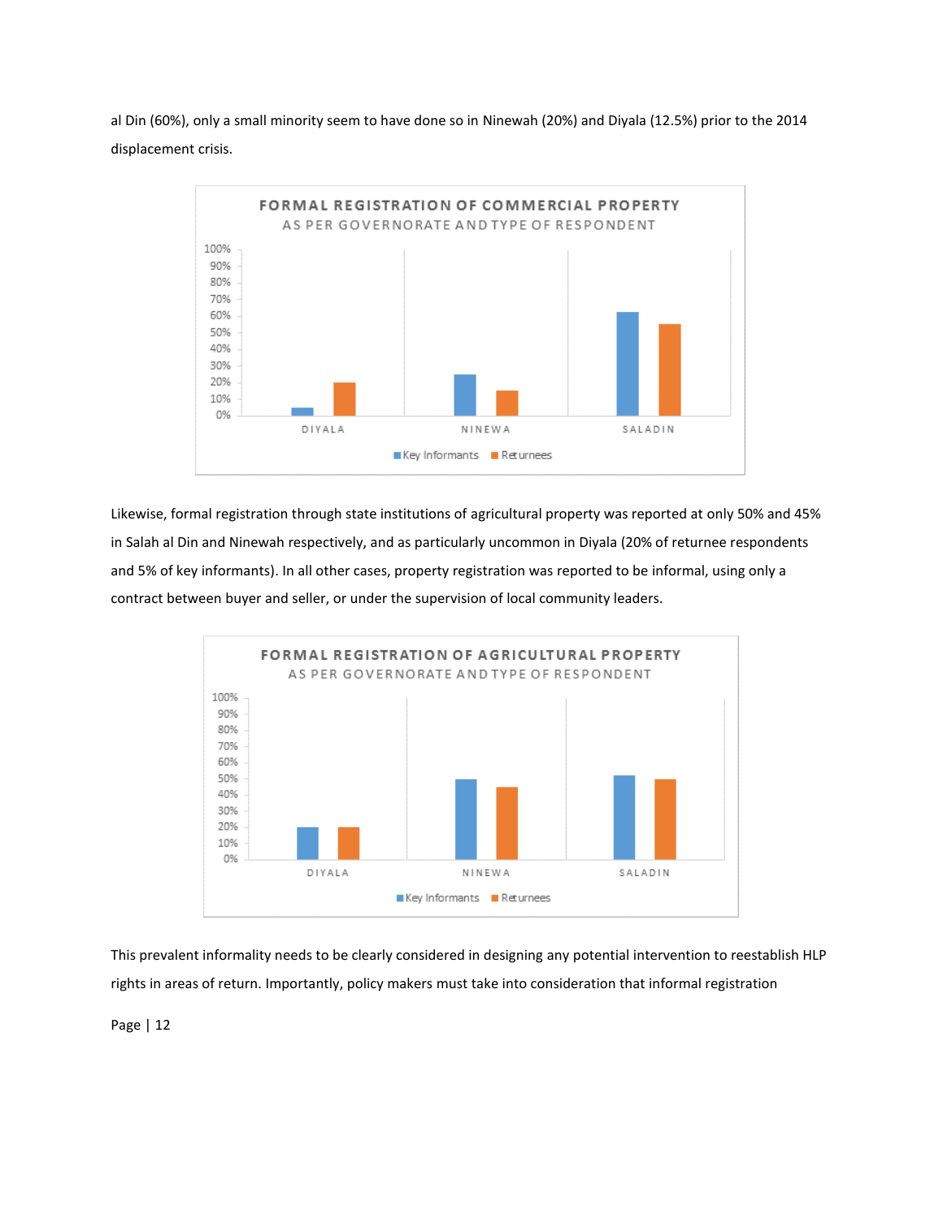al Din (60%), only a small minority seem to have done so in Ninewah (20%) and Diyala (12.5%) prior to the 2014 displacement crisis.

**FORMAL REGISTRATION OF COMMERCIAL PROPERTY**
AS PER GOVERNORATE AND TYPE OF RESPONDENT

Likewise, formal registration through state institutions of agricultural property was reported at only 50% and 45% in Salah al Din and Ninewah respectively, and as particularly uncommon in Diyala (20% of returnee respondents and 5% of key informants). In all other cases, property registration was reported to be informal, using only a contract between buyer and seller, or under the supervision of local community leaders.

**FORMAL REGISTRATION OF AGRICULTURAL PROPERTY**
AS PER GOVERNORATE AND TYPE OF RESPONDENT

This prevalent informality needs to be clearly considered in designing any potential intervention to reestablish HLP rights in areas of return. Importantly, policy makers must take into consideration that informal registration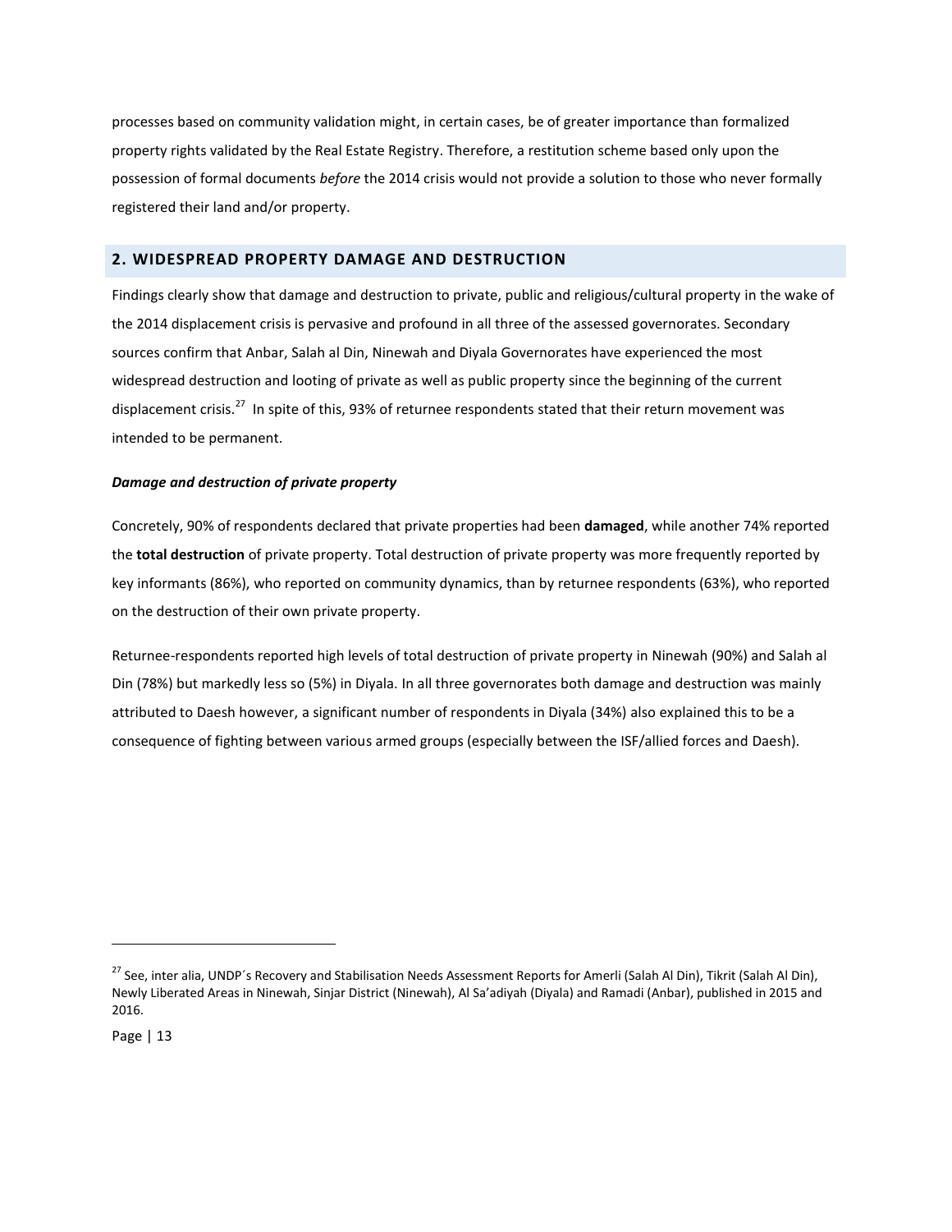processes based on community validation might, in certain cases, be of greater importance than formalized property rights validated by the Real Estate Registry. Therefore, a restitution scheme based only upon the possession of formal documents *before* the 2014 crisis would not provide a solution to those who never formally registered their land and/or property.

## 2. WIDESPREAD PROPERTY DAMAGE AND DESTRUCTION

Findings clearly show that damage and destruction to private, public and religious/cultural property in the wake of the 2014 displacement crisis is pervasive and profound in all three of the assessed governorates. Secondary sources confirm that Anbar, Salah al Din, Ninewah and Diyala Governorates have experienced the most widespread destruction and looting of private as well as public property since the beginning of the current displacement crisis.[27] In spite of this, 93% of returnee respondents stated that their return movement was intended to be permanent.

***Damage and destruction of private property***

Concretely, 90% of respondents declared that private properties had been **damaged**, while another 74% reported the **total destruction** of private property. Total destruction of private property was more frequently reported by key informants (86%), who reported on community dynamics, than by returnee respondents (63%), who reported on the destruction of their own private property.

Returnee-respondents reported high levels of total destruction of private property in Ninewah (90%) and Salah al Din (78%) but markedly less so (5%) in Diyala. In all three governorates both damage and destruction was mainly attributed to Daesh however, a significant number of respondents in Diyala (34%) also explained this to be a consequence of fighting between various armed groups (especially between the ISF/allied forces and Daesh).

[27] See, inter alia, UNDP´s Recovery and Stabilisation Needs Assessment Reports for Amerli (Salah Al Din), Tikrit (Salah Al Din), Newly Liberated Areas in Ninewah, Sinjar District (Ninewah), Al Sa'adiyah (Diyala) and Ramadi (Anbar), published in 2015 and 2016.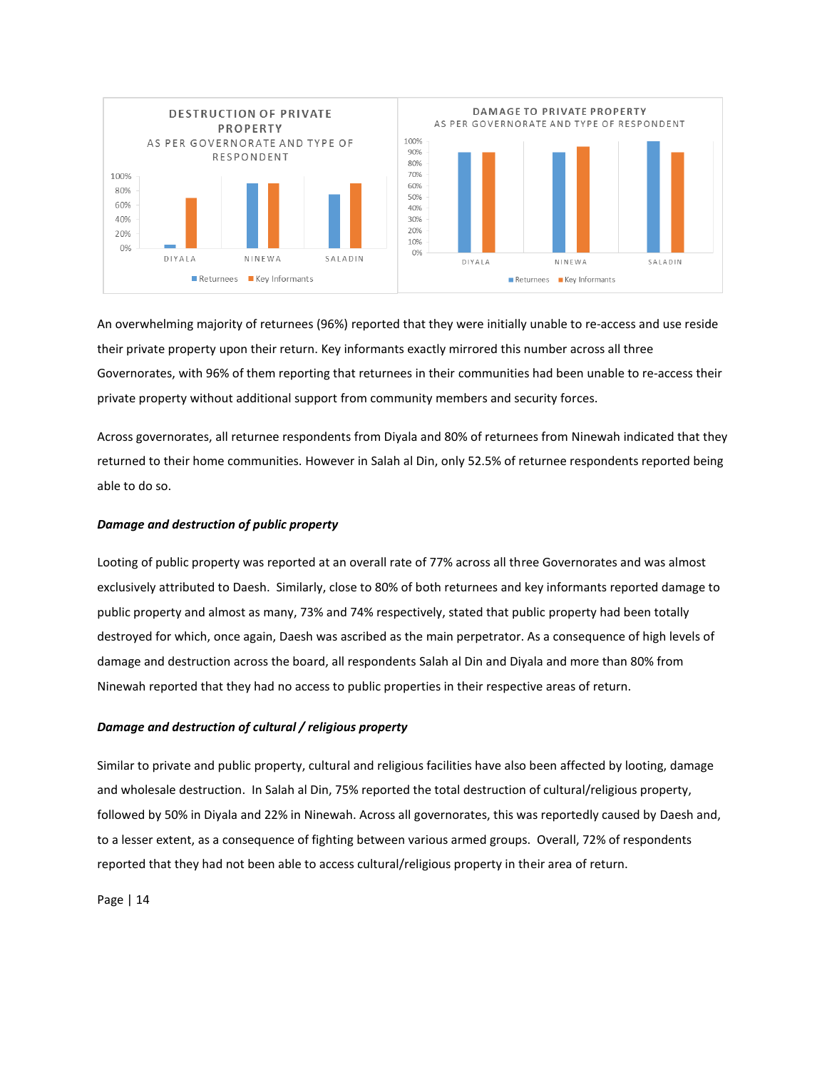An overwhelming majority of returnees (96%) reported that they were initially unable to re-access and use reside their private property upon their return. Key informants exactly mirrored this number across all three Governorates, with 96% of them reporting that returnees in their communities had been unable to re-access their private property without additional support from community members and security forces.

Across governorates, all returnee respondents from Diyala and 80% of returnees from Ninewah indicated that they returned to their home communities. However in Salah al Din, only 52.5% of returnee respondents reported being able to do so.

***Damage and destruction of public property***

Looting of public property was reported at an overall rate of 77% across all three Governorates and was almost exclusively attributed to Daesh. Similarly, close to 80% of both returnees and key informants reported damage to public property and almost as many, 73% and 74% respectively, stated that public property had been totally destroyed for which, once again, Daesh was ascribed as the main perpetrator. As a consequence of high levels of damage and destruction across the board, all respondents Salah al Din and Diyala and more than 80% from Ninewah reported that they had no access to public properties in their respective areas of return.

***Damage and destruction of cultural / religious property***

Similar to private and public property, cultural and religious facilities have also been affected by looting, damage and wholesale destruction. In Salah al Din, 75% reported the total destruction of cultural/religious property, followed by 50% in Diyala and 22% in Ninewah. Across all governorates, this was reportedly caused by Daesh and, to a lesser extent, as a consequence of fighting between various armed groups. Overall, 72% of respondents reported that they had not been able to access cultural/religious property in their area of return.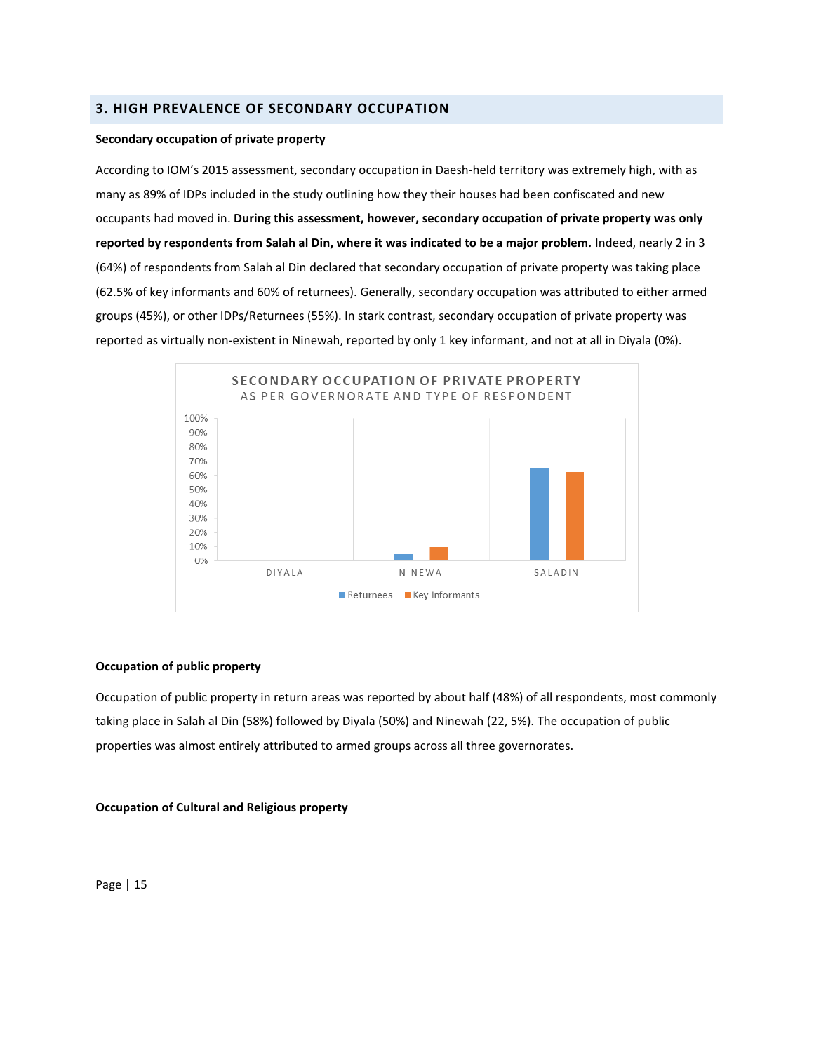## 3. HIGH PREVALENCE OF SECONDARY OCCUPATION

**Secondary occupation of private property**

According to IOM's 2015 assessment, secondary occupation in Daesh-held territory was extremely high, with as many as 89% of IDPs included in the study outlining how they their houses had been confiscated and new occupants had moved in. **During this assessment, however, secondary occupation of private property was only reported by respondents from Salah al Din, where it was indicated to be a major problem.** Indeed, nearly 2 in 3 (64%) of respondents from Salah al Din declared that secondary occupation of private property was taking place (62.5% of key informants and 60% of returnees). Generally, secondary occupation was attributed to either armed groups (45%), or other IDPs/Returnees (55%). In stark contrast, secondary occupation of private property was reported as virtually non-existent in Ninewah, reported by only 1 key informant, and not at all in Diyala (0%).

**SECONDARY OCCUPATION OF PRIVATE PROPERTY AS PER GOVERNORATE AND TYPE OF RESPONDENT**

| Governorate | Returnees | Key Informants |
|---|---|---|
| DIYALA | 0% | 0% |
| NINEWA | ~5% | ~10% |
| SALADIN | ~65% | ~62% |

**Occupation of public property**

Occupation of public property in return areas was reported by about half (48%) of all respondents, most commonly taking place in Salah al Din (58%) followed by Diyala (50%) and Ninewah (22, 5%). The occupation of public properties was almost entirely attributed to armed groups across all three governorates.

**Occupation of Cultural and Religious property**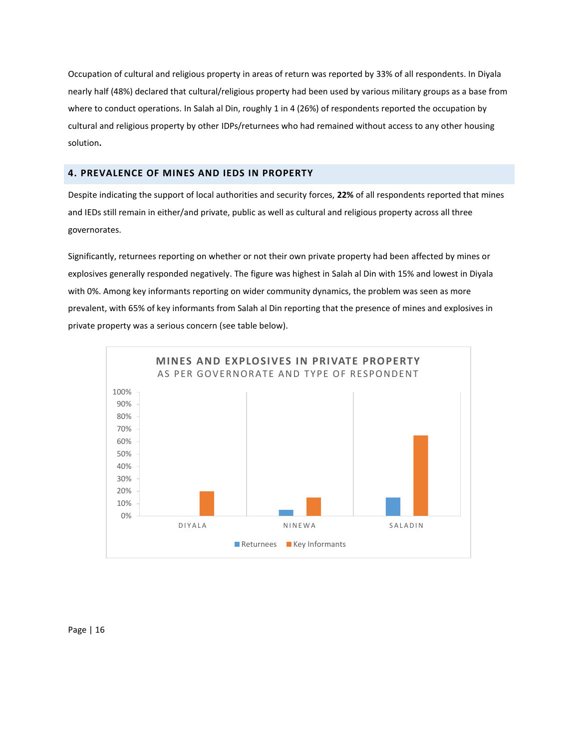Occupation of cultural and religious property in areas of return was reported by 33% of all respondents. In Diyala nearly half (48%) declared that cultural/religious property had been used by various military groups as a base from where to conduct operations. In Salah al Din, roughly 1 in 4 (26%) of respondents reported the occupation by cultural and religious property by other IDPs/returnees who had remained without access to any other housing solution**.**

## 4. PREVALENCE OF MINES AND IEDS IN PROPERTY

Despite indicating the support of local authorities and security forces, **22%** of all respondents reported that mines and IEDs still remain in either/and private, public as well as cultural and religious property across all three governorates.

Significantly, returnees reporting on whether or not their own private property had been affected by mines or explosives generally responded negatively. The figure was highest in Salah al Din with 15% and lowest in Diyala with 0%. Among key informants reporting on wider community dynamics, the problem was seen as more prevalent, with 65% of key informants from Salah al Din reporting that the presence of mines and explosives in private property was a serious concern (see table below).

**MINES AND EXPLOSIVES IN PRIVATE PROPERTY**
AS PER GOVERNORATE AND TYPE OF RESPONDENT

| | Returnees | Key Informants |
|---|---|---|
| DIYALA | 0% | 20% |
| NINEWA | 5% | 15% |
| SALADIN | 15% | 65% |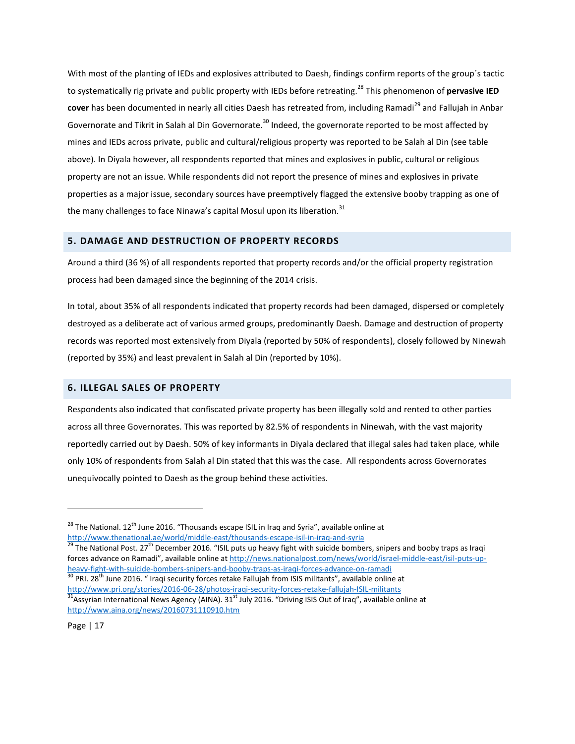With most of the planting of IEDs and explosives attributed to Daesh, findings confirm reports of the group´s tactic to systematically rig private and public property with IEDs before retreating.[28] This phenomenon of **pervasive IED cover** has been documented in nearly all cities Daesh has retreated from, including Ramadi[29] and Fallujah in Anbar Governorate and Tikrit in Salah al Din Governorate.[30] Indeed, the governorate reported to be most affected by mines and IEDs across private, public and cultural/religious property was reported to be Salah al Din (see table above). In Diyala however, all respondents reported that mines and explosives in public, cultural or religious property are not an issue. While respondents did not report the presence of mines and explosives in private properties as a major issue, secondary sources have preemptively flagged the extensive booby trapping as one of the many challenges to face Ninawa's capital Mosul upon its liberation.[31]

## 5. DAMAGE AND DESTRUCTION OF PROPERTY RECORDS

Around a third (36 %) of all respondents reported that property records and/or the official property registration process had been damaged since the beginning of the 2014 crisis.

In total, about 35% of all respondents indicated that property records had been damaged, dispersed or completely destroyed as a deliberate act of various armed groups, predominantly Daesh. Damage and destruction of property records was reported most extensively from Diyala (reported by 50% of respondents), closely followed by Ninewah (reported by 35%) and least prevalent in Salah al Din (reported by 10%).

## 6. ILLEGAL SALES OF PROPERTY

Respondents also indicated that confiscated private property has been illegally sold and rented to other parties across all three Governorates. This was reported by 82.5% of respondents in Ninewah, with the vast majority reportedly carried out by Daesh. 50% of key informants in Diyala declared that illegal sales had taken place, while only 10% of respondents from Salah al Din stated that this was the case. All respondents across Governorates unequivocally pointed to Daesh as the group behind these activities.

---

[28] The National. 12th June 2016. "Thousands escape ISIL in Iraq and Syria", available online at http://www.thenational.ae/world/middle-east/thousands-escape-isil-in-iraq-and-syria

[29] The National Post. 27th December 2016. "ISIL puts up heavy fight with suicide bombers, snipers and booby traps as Iraqi forces advance on Ramadi", available online at http://news.nationalpost.com/news/world/israel-middle-east/isil-puts-up-heavy-fight-with-suicide-bombers-snipers-and-booby-traps-as-iraqi-forces-advance-on-ramadi

[30] PRI. 28th June 2016. " Iraqi security forces retake Fallujah from ISIS militants", available online at http://www.pri.org/stories/2016-06-28/photos-iraqi-security-forces-retake-fallujah-ISIL-militants

[31] Assyrian International News Agency (AINA). 31st July 2016. "Driving ISIS Out of Iraq", available online at http://www.aina.org/news/20160731110910.htm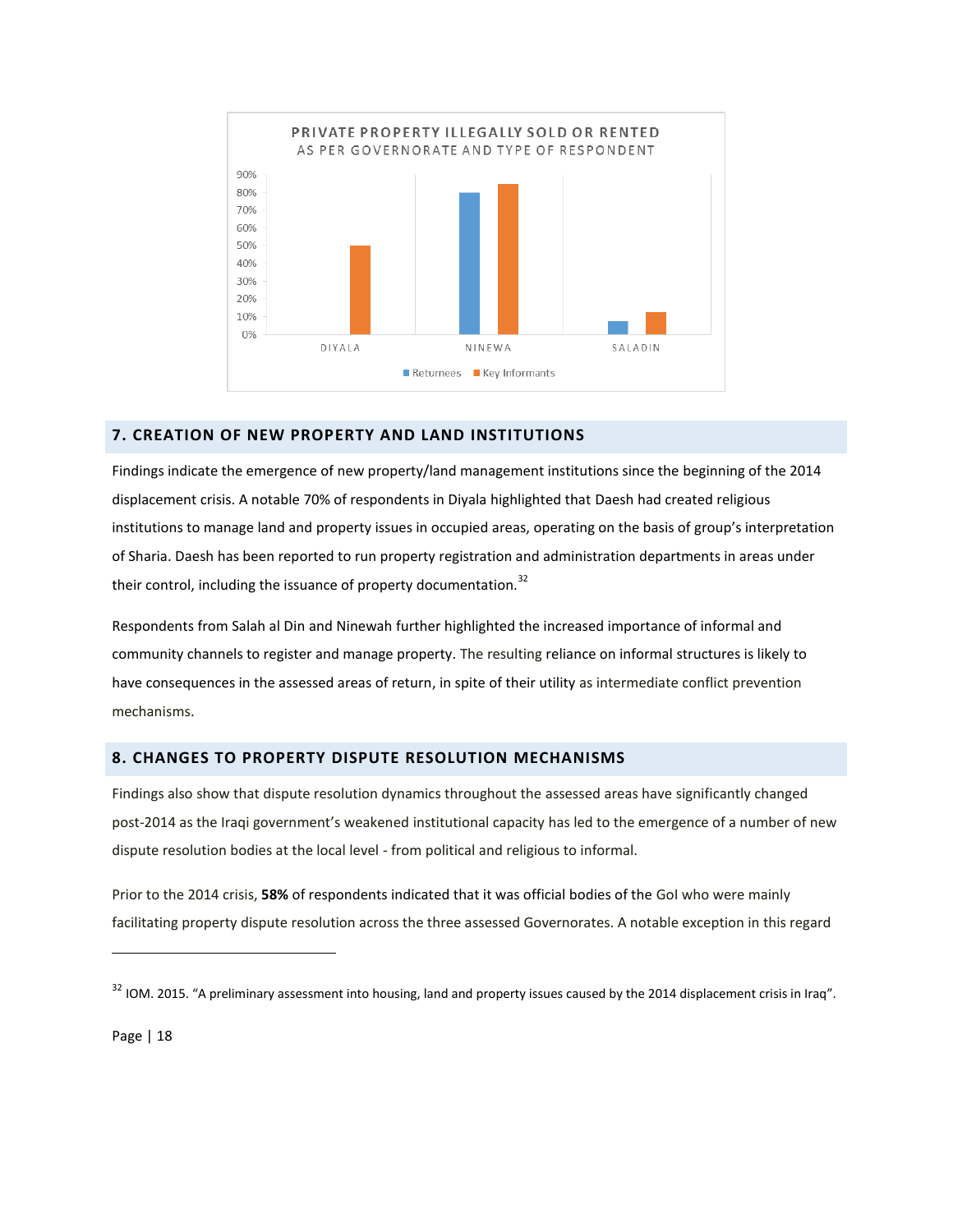PRIVATE PROPERTY ILLEGALLY SOLD OR RENTED
AS PER GOVERNORATE AND TYPE OF RESPONDENT

| | Returnees | Key Informants |
|---|---|---|
| DIYALA | | 50% |
| NINEWA | 80% | 85% |
| SALADIN | 8% | 13% |

## 7. CREATION OF NEW PROPERTY AND LAND INSTITUTIONS

Findings indicate the emergence of new property/land management institutions since the beginning of the 2014 displacement crisis. A notable 70% of respondents in Diyala highlighted that Daesh had created religious institutions to manage land and property issues in occupied areas, operating on the basis of group's interpretation of Sharia. Daesh has been reported to run property registration and administration departments in areas under their control, including the issuance of property documentation.[32]

Respondents from Salah al Din and Ninewah further highlighted the increased importance of informal and community channels to register and manage property. The resulting reliance on informal structures is likely to have consequences in the assessed areas of return, in spite of their utility as intermediate conflict prevention mechanisms.

## 8. CHANGES TO PROPERTY DISPUTE RESOLUTION MECHANISMS

Findings also show that dispute resolution dynamics throughout the assessed areas have significantly changed post-2014 as the Iraqi government's weakened institutional capacity has led to the emergence of a number of new dispute resolution bodies at the local level - from political and religious to informal.

Prior to the 2014 crisis, **58%** of respondents indicated that it was official bodies of the GoI who were mainly facilitating property dispute resolution across the three assessed Governorates. A notable exception in this regard

[32] IOM. 2015. "A preliminary assessment into housing, land and property issues caused by the 2014 displacement crisis in Iraq".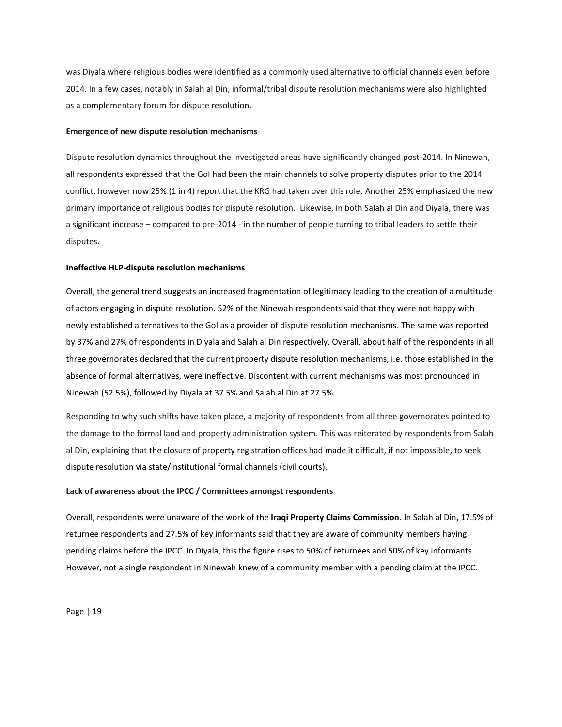was Diyala where religious bodies were identified as a commonly used alternative to official channels even before 2014. In a few cases, notably in Salah al Din, informal/tribal dispute resolution mechanisms were also highlighted as a complementary forum for dispute resolution.

**Emergence of new dispute resolution mechanisms**

Dispute resolution dynamics throughout the investigated areas have significantly changed post-2014. In Ninewah, all respondents expressed that the GoI had been the main channels to solve property disputes prior to the 2014 conflict, however now 25% (1 in 4) report that the KRG had taken over this role. Another 25% emphasized the new primary importance of religious bodies for dispute resolution. Likewise, in both Salah al Din and Diyala, there was a significant increase – compared to pre-2014 - in the number of people turning to tribal leaders to settle their disputes.

**Ineffective HLP-dispute resolution mechanisms**

Overall, the general trend suggests an increased fragmentation of legitimacy leading to the creation of a multitude of actors engaging in dispute resolution. 52% of the Ninewah respondents said that they were not happy with newly established alternatives to the GoI as a provider of dispute resolution mechanisms. The same was reported by 37% and 27% of respondents in Diyala and Salah al Din respectively. Overall, about half of the respondents in all three governorates declared that the current property dispute resolution mechanisms, i.e. those established in the absence of formal alternatives, were ineffective. Discontent with current mechanisms was most pronounced in Ninewah (52.5%), followed by Diyala at 37.5% and Salah al Din at 27.5%.

Responding to why such shifts have taken place, a majority of respondents from all three governorates pointed to the damage to the formal land and property administration system. This was reiterated by respondents from Salah al Din, explaining that the closure of property registration offices had made it difficult, if not impossible, to seek dispute resolution via state/institutional formal channels (civil courts).

**Lack of awareness about the IPCC / Committees amongst respondents**

Overall, respondents were unaware of the work of the **Iraqi Property Claims Commission**. In Salah al Din, 17.5% of returnee respondents and 27.5% of key informants said that they are aware of community members having pending claims before the IPCC. In Diyala, this the figure rises to 50% of returnees and 50% of key informants. However, not a single respondent in Ninewah knew of a community member with a pending claim at the IPCC.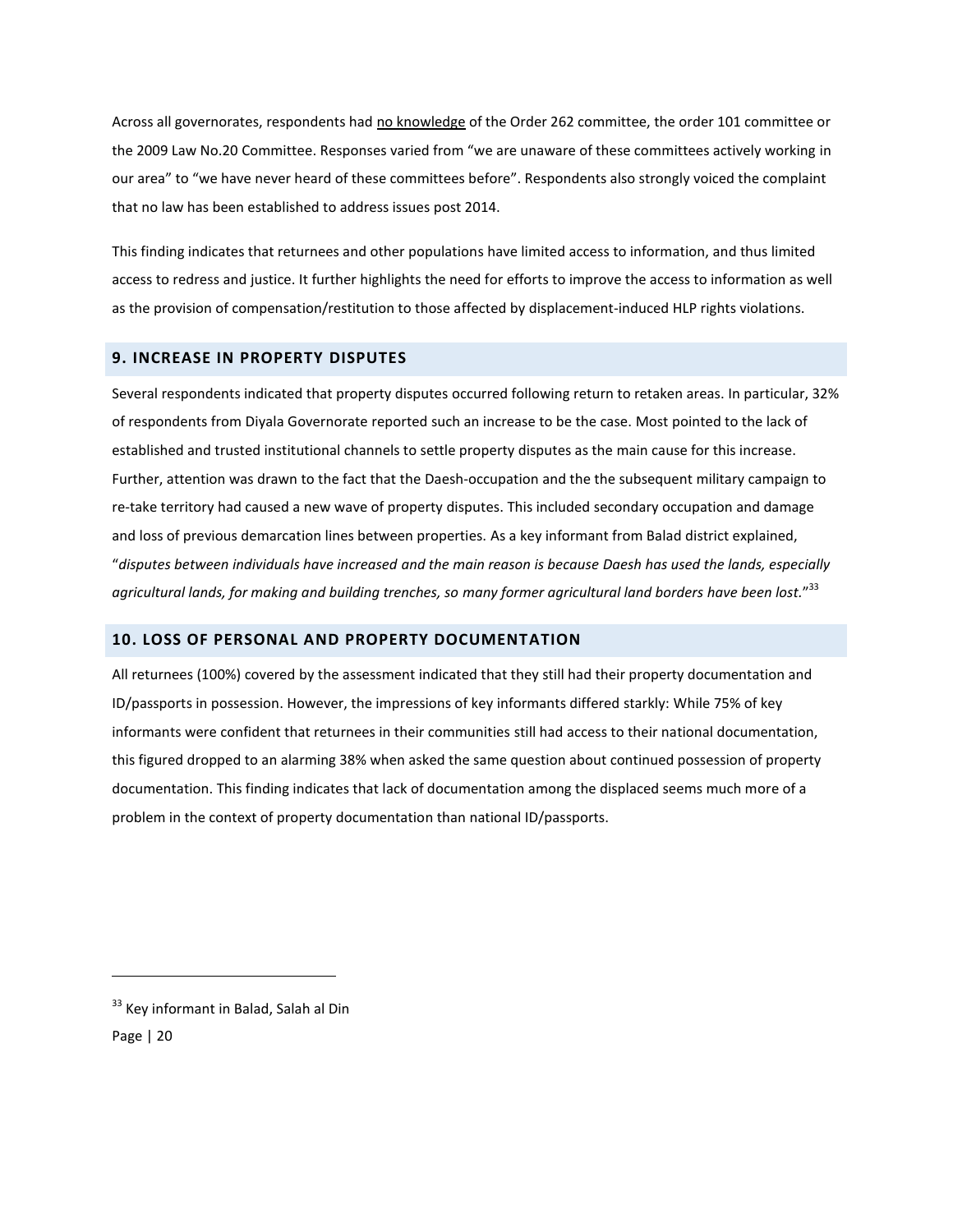Across all governorates, respondents had <u>no knowledge</u> of the Order 262 committee, the order 101 committee or the 2009 Law No.20 Committee. Responses varied from "we are unaware of these committees actively working in our area" to "we have never heard of these committees before". Respondents also strongly voiced the complaint that no law has been established to address issues post 2014.

This finding indicates that returnees and other populations have limited access to information, and thus limited access to redress and justice. It further highlights the need for efforts to improve the access to information as well as the provision of compensation/restitution to those affected by displacement-induced HLP rights violations.

## 9. INCREASE IN PROPERTY DISPUTES

Several respondents indicated that property disputes occurred following return to retaken areas. In particular, 32% of respondents from Diyala Governorate reported such an increase to be the case. Most pointed to the lack of established and trusted institutional channels to settle property disputes as the main cause for this increase. Further, attention was drawn to the fact that the Daesh-occupation and the the subsequent military campaign to re-take territory had caused a new wave of property disputes. This included secondary occupation and damage and loss of previous demarcation lines between properties. As a key informant from Balad district explained, "*disputes between individuals have increased and the main reason is because Daesh has used the lands, especially agricultural lands, for making and building trenches, so many former agricultural land borders have been lost.*"[33]

## 10. LOSS OF PERSONAL AND PROPERTY DOCUMENTATION

All returnees (100%) covered by the assessment indicated that they still had their property documentation and ID/passports in possession. However, the impressions of key informants differed starkly: While 75% of key informants were confident that returnees in their communities still had access to their national documentation, this figured dropped to an alarming 38% when asked the same question about continued possession of property documentation. This finding indicates that lack of documentation among the displaced seems much more of a problem in the context of property documentation than national ID/passports.

---

[33] Key informant in Balad, Salah al Din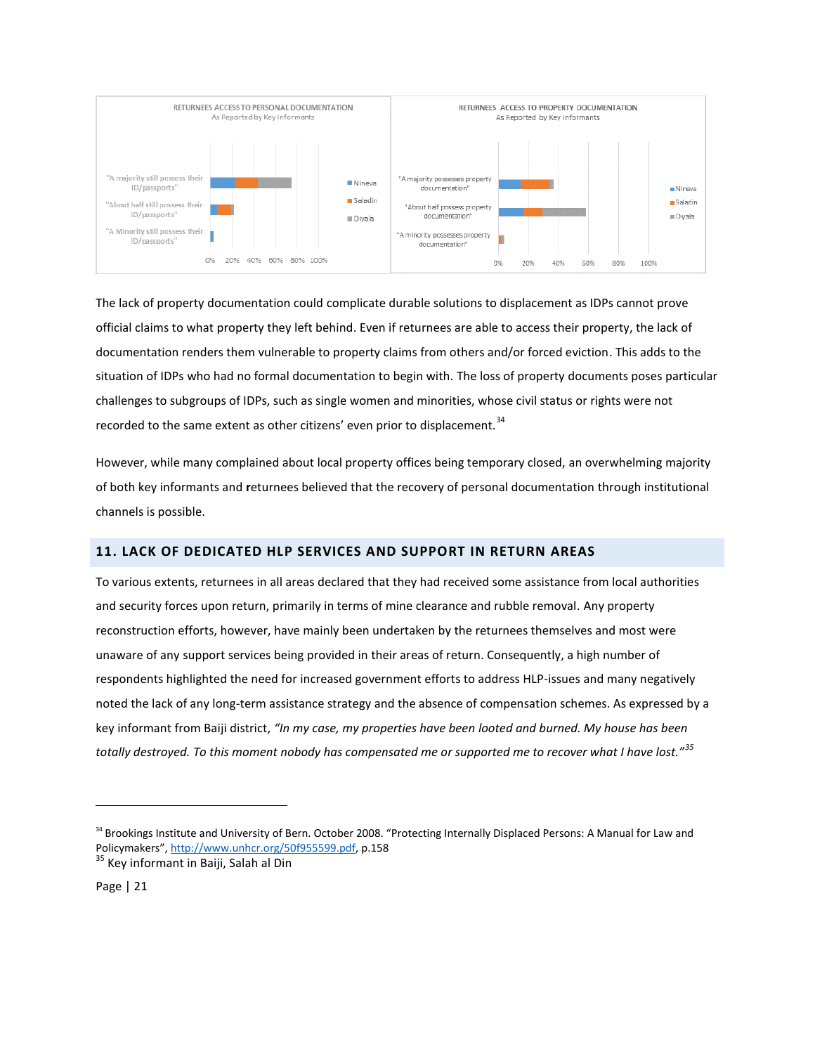RETURNEES ACCESS TO PERSONAL DOCUMENTATION
As Reported by Key Informants

RETURNEES ACCESS TO PROPERTY DOCUMENTATION
As Reported by Key Informants

The lack of property documentation could complicate durable solutions to displacement as IDPs cannot prove official claims to what property they left behind. Even if returnees are able to access their property, the lack of documentation renders them vulnerable to property claims from others and/or forced eviction. This adds to the situation of IDPs who had no formal documentation to begin with. The loss of property documents poses particular challenges to subgroups of IDPs, such as single women and minorities, whose civil status or rights were not recorded to the same extent as other citizens' even prior to displacement.[34]

However, while many complained about local property offices being temporary closed, an overwhelming majority of both key informants and **r**eturnees believed that the recovery of personal documentation through institutional channels is possible.

## 11. LACK OF DEDICATED HLP SERVICES AND SUPPORT IN RETURN AREAS

To various extents, returnees in all areas declared that they had received some assistance from local authorities and security forces upon return, primarily in terms of mine clearance and rubble removal. Any property reconstruction efforts, however, have mainly been undertaken by the returnees themselves and most were unaware of any support services being provided in their areas of return. Consequently, a high number of respondents highlighted the need for increased government efforts to address HLP-issues and many negatively noted the lack of any long-term assistance strategy and the absence of compensation schemes. As expressed by a key informant from Baiji district, *"In my case, my properties have been looted and burned. My house has been totally destroyed. To this moment nobody has compensated me or supported me to recover what I have lost."*[35]

[34] Brookings Institute and University of Bern. October 2008. "Protecting Internally Displaced Persons: A Manual for Law and Policymakers", http://www.unhcr.org/50f955599.pdf, p.158
[35] Key informant in Baiji, Salah al Din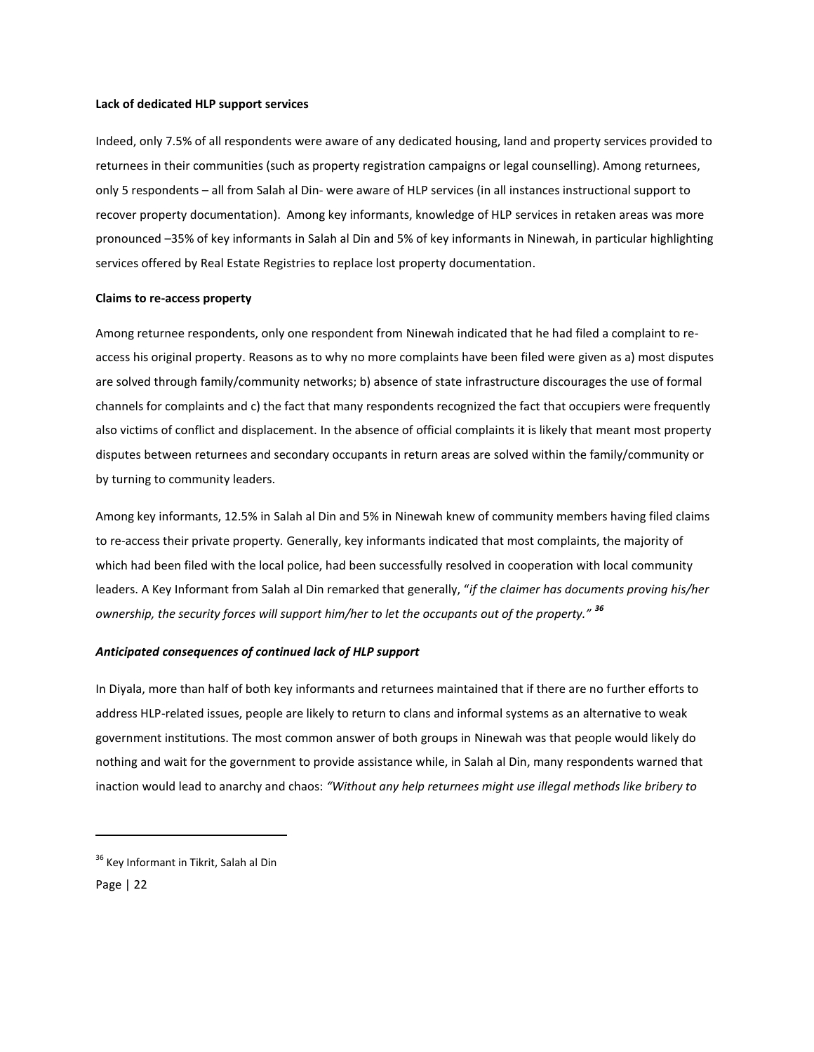**Lack of dedicated HLP support services**

Indeed, only 7.5% of all respondents were aware of any dedicated housing, land and property services provided to returnees in their communities (such as property registration campaigns or legal counselling). Among returnees, only 5 respondents – all from Salah al Din- were aware of HLP services (in all instances instructional support to recover property documentation). Among key informants, knowledge of HLP services in retaken areas was more pronounced –35% of key informants in Salah al Din and 5% of key informants in Ninewah, in particular highlighting services offered by Real Estate Registries to replace lost property documentation.

**Claims to re-access property**

Among returnee respondents, only one respondent from Ninewah indicated that he had filed a complaint to re-access his original property. Reasons as to why no more complaints have been filed were given as a) most disputes are solved through family/community networks; b) absence of state infrastructure discourages the use of formal channels for complaints and c) the fact that many respondents recognized the fact that occupiers were frequently also victims of conflict and displacement. In the absence of official complaints it is likely that meant most property disputes between returnees and secondary occupants in return areas are solved within the family/community or by turning to community leaders.

Among key informants, 12.5% in Salah al Din and 5% in Ninewah knew of community members having filed claims to re-access their private property. Generally, key informants indicated that most complaints, the majority of which had been filed with the local police, had been successfully resolved in cooperation with local community leaders. A Key Informant from Salah al Din remarked that generally, "*if the claimer has documents proving his/her ownership, the security forces will support him/her to let the occupants out of the property.*"[36]

***Anticipated consequences of continued lack of HLP support***

In Diyala, more than half of both key informants and returnees maintained that if there are no further efforts to address HLP-related issues, people are likely to return to clans and informal systems as an alternative to weak government institutions. The most common answer of both groups in Ninewah was that people would likely do nothing and wait for the government to provide assistance while, in Salah al Din, many respondents warned that inaction would lead to anarchy and chaos: *"Without any help returnees might use illegal methods like bribery to*

[36] Key Informant in Tikrit, Salah al Din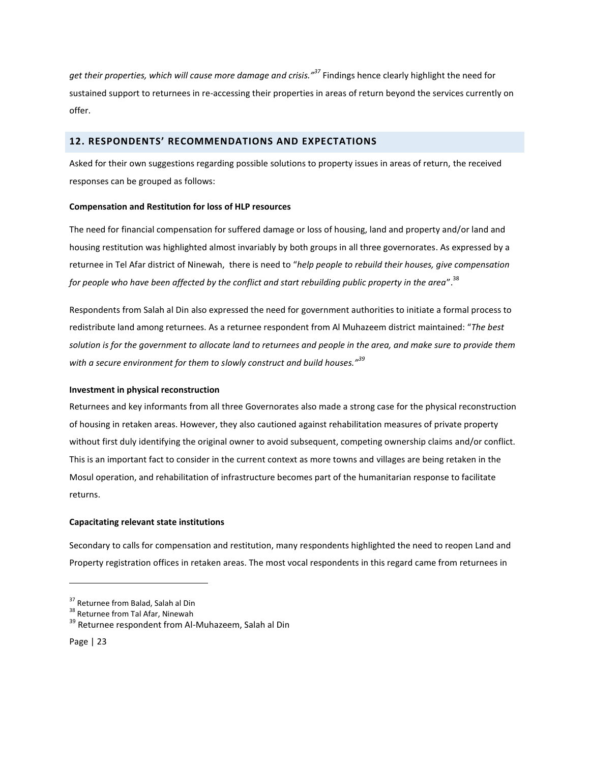*get their properties, which will cause more damage and crisis."*[37] Findings hence clearly highlight the need for sustained support to returnees in re-accessing their properties in areas of return beyond the services currently on offer.

## 12. RESPONDENTS' RECOMMENDATIONS AND EXPECTATIONS

Asked for their own suggestions regarding possible solutions to property issues in areas of return, the received responses can be grouped as follows:

**Compensation and Restitution for loss of HLP resources**

The need for financial compensation for suffered damage or loss of housing, land and property and/or land and housing restitution was highlighted almost invariably by both groups in all three governorates. As expressed by a returnee in Tel Afar district of Ninewah, there is need to "*help people to rebuild their houses, give compensation for people who have been affected by the conflict and start rebuilding public property in the area*".[38]

Respondents from Salah al Din also expressed the need for government authorities to initiate a formal process to redistribute land among returnees. As a returnee respondent from Al Muhazeem district maintained: "*The best solution is for the government to allocate land to returnees and people in the area, and make sure to provide them with a secure environment for them to slowly construct and build houses."*[39]

**Investment in physical reconstruction**

Returnees and key informants from all three Governorates also made a strong case for the physical reconstruction of housing in retaken areas. However, they also cautioned against rehabilitation measures of private property without first duly identifying the original owner to avoid subsequent, competing ownership claims and/or conflict. This is an important fact to consider in the current context as more towns and villages are being retaken in the Mosul operation, and rehabilitation of infrastructure becomes part of the humanitarian response to facilitate returns.

**Capacitating relevant state institutions**

Secondary to calls for compensation and restitution, many respondents highlighted the need to reopen Land and Property registration offices in retaken areas. The most vocal respondents in this regard came from returnees in

---

[37] Returnee from Balad, Salah al Din
[38] Returnee from Tal Afar, Ninewah
[39] Returnee respondent from Al-Muhazeem, Salah al Din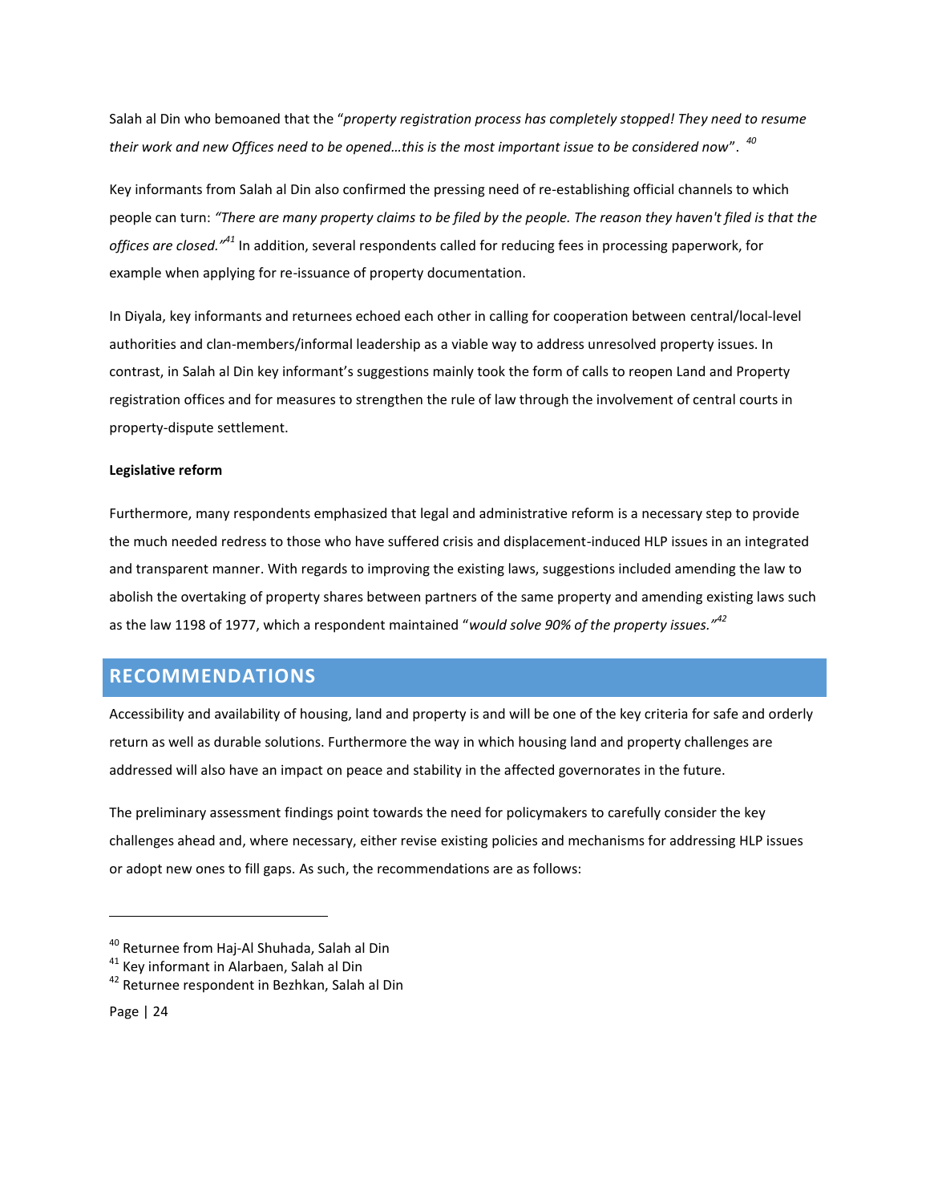Salah al Din who bemoaned that the "*property registration process has completely stopped! They need to resume their work and new Offices need to be opened…this is the most important issue to be considered now*". [40]

Key informants from Salah al Din also confirmed the pressing need of re-establishing official channels to which people can turn: *"There are many property claims to be filed by the people. The reason they haven't filed is that the offices are closed."*[41] In addition, several respondents called for reducing fees in processing paperwork, for example when applying for re-issuance of property documentation.

In Diyala, key informants and returnees echoed each other in calling for cooperation between central/local-level authorities and clan-members/informal leadership as a viable way to address unresolved property issues. In contrast, in Salah al Din key informant's suggestions mainly took the form of calls to reopen Land and Property registration offices and for measures to strengthen the rule of law through the involvement of central courts in property-dispute settlement.

**Legislative reform**

Furthermore, many respondents emphasized that legal and administrative reform is a necessary step to provide the much needed redress to those who have suffered crisis and displacement-induced HLP issues in an integrated and transparent manner. With regards to improving the existing laws, suggestions included amending the law to abolish the overtaking of property shares between partners of the same property and amending existing laws such as the law 1198 of 1977, which a respondent maintained "*would solve 90% of the property issues.*"[42]

## RECOMMENDATIONS

Accessibility and availability of housing, land and property is and will be one of the key criteria for safe and orderly return as well as durable solutions. Furthermore the way in which housing land and property challenges are addressed will also have an impact on peace and stability in the affected governorates in the future.

The preliminary assessment findings point towards the need for policymakers to carefully consider the key challenges ahead and, where necessary, either revise existing policies and mechanisms for addressing HLP issues or adopt new ones to fill gaps. As such, the recommendations are as follows:

---

[40] Returnee from Haj-Al Shuhada, Salah al Din
[41] Key informant in Alarbaen, Salah al Din
[42] Returnee respondent in Bezhkan, Salah al Din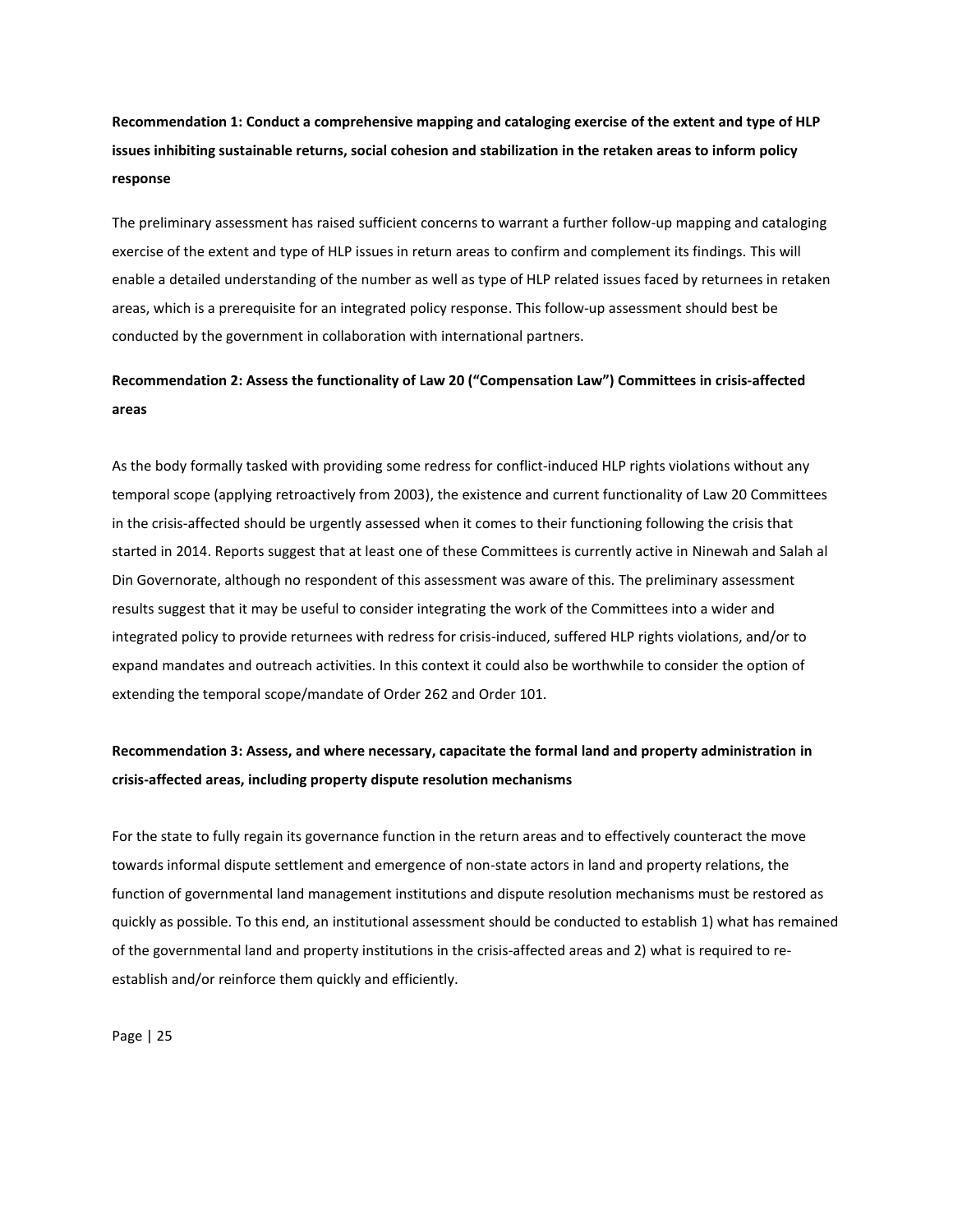**Recommendation 1: Conduct a comprehensive mapping and cataloging exercise of the extent and type of HLP issues inhibiting sustainable returns, social cohesion and stabilization in the retaken areas to inform policy response**

The preliminary assessment has raised sufficient concerns to warrant a further follow-up mapping and cataloging exercise of the extent and type of HLP issues in return areas to confirm and complement its findings. This will enable a detailed understanding of the number as well as type of HLP related issues faced by returnees in retaken areas, which is a prerequisite for an integrated policy response. This follow-up assessment should best be conducted by the government in collaboration with international partners.

**Recommendation 2: Assess the functionality of Law 20 ("Compensation Law") Committees in crisis-affected areas**

As the body formally tasked with providing some redress for conflict-induced HLP rights violations without any temporal scope (applying retroactively from 2003), the existence and current functionality of Law 20 Committees in the crisis-affected should be urgently assessed when it comes to their functioning following the crisis that started in 2014. Reports suggest that at least one of these Committees is currently active in Ninewah and Salah al Din Governorate, although no respondent of this assessment was aware of this. The preliminary assessment results suggest that it may be useful to consider integrating the work of the Committees into a wider and integrated policy to provide returnees with redress for crisis-induced, suffered HLP rights violations, and/or to expand mandates and outreach activities. In this context it could also be worthwhile to consider the option of extending the temporal scope/mandate of Order 262 and Order 101.

**Recommendation 3: Assess, and where necessary, capacitate the formal land and property administration in crisis-affected areas, including property dispute resolution mechanisms**

For the state to fully regain its governance function in the return areas and to effectively counteract the move towards informal dispute settlement and emergence of non-state actors in land and property relations, the function of governmental land management institutions and dispute resolution mechanisms must be restored as quickly as possible. To this end, an institutional assessment should be conducted to establish 1) what has remained of the governmental land and property institutions in the crisis-affected areas and 2) what is required to re-establish and/or reinforce them quickly and efficiently.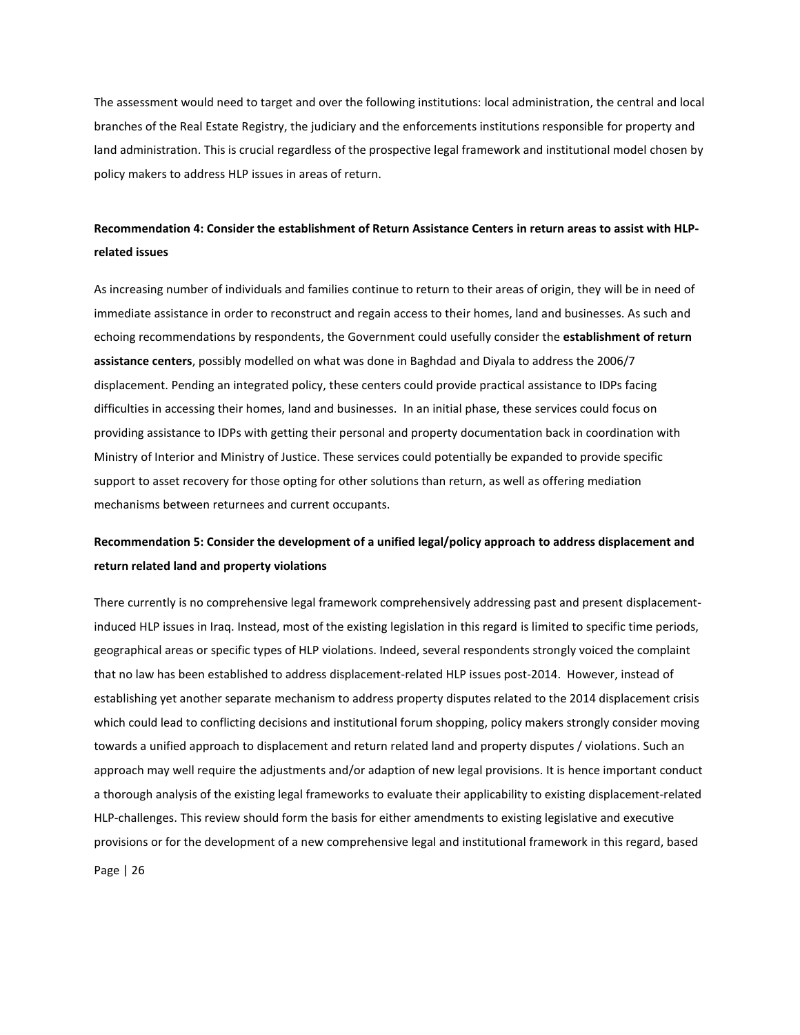The assessment would need to target and over the following institutions: local administration, the central and local branches of the Real Estate Registry, the judiciary and the enforcements institutions responsible for property and land administration. This is crucial regardless of the prospective legal framework and institutional model chosen by policy makers to address HLP issues in areas of return.

**Recommendation 4: Consider the establishment of Return Assistance Centers in return areas to assist with HLP-related issues**

As increasing number of individuals and families continue to return to their areas of origin, they will be in need of immediate assistance in order to reconstruct and regain access to their homes, land and businesses. As such and echoing recommendations by respondents, the Government could usefully consider the **establishment of return assistance centers**, possibly modelled on what was done in Baghdad and Diyala to address the 2006/7 displacement. Pending an integrated policy, these centers could provide practical assistance to IDPs facing difficulties in accessing their homes, land and businesses. In an initial phase, these services could focus on providing assistance to IDPs with getting their personal and property documentation back in coordination with Ministry of Interior and Ministry of Justice. These services could potentially be expanded to provide specific support to asset recovery for those opting for other solutions than return, as well as offering mediation mechanisms between returnees and current occupants.

**Recommendation 5: Consider the development of a unified legal/policy approach to address displacement and return related land and property violations**

There currently is no comprehensive legal framework comprehensively addressing past and present displacement-induced HLP issues in Iraq. Instead, most of the existing legislation in this regard is limited to specific time periods, geographical areas or specific types of HLP violations. Indeed, several respondents strongly voiced the complaint that no law has been established to address displacement-related HLP issues post-2014. However, instead of establishing yet another separate mechanism to address property disputes related to the 2014 displacement crisis which could lead to conflicting decisions and institutional forum shopping, policy makers strongly consider moving towards a unified approach to displacement and return related land and property disputes / violations. Such an approach may well require the adjustments and/or adaption of new legal provisions. It is hence important conduct a thorough analysis of the existing legal frameworks to evaluate their applicability to existing displacement-related HLP-challenges. This review should form the basis for either amendments to existing legislative and executive provisions or for the development of a new comprehensive legal and institutional framework in this regard, based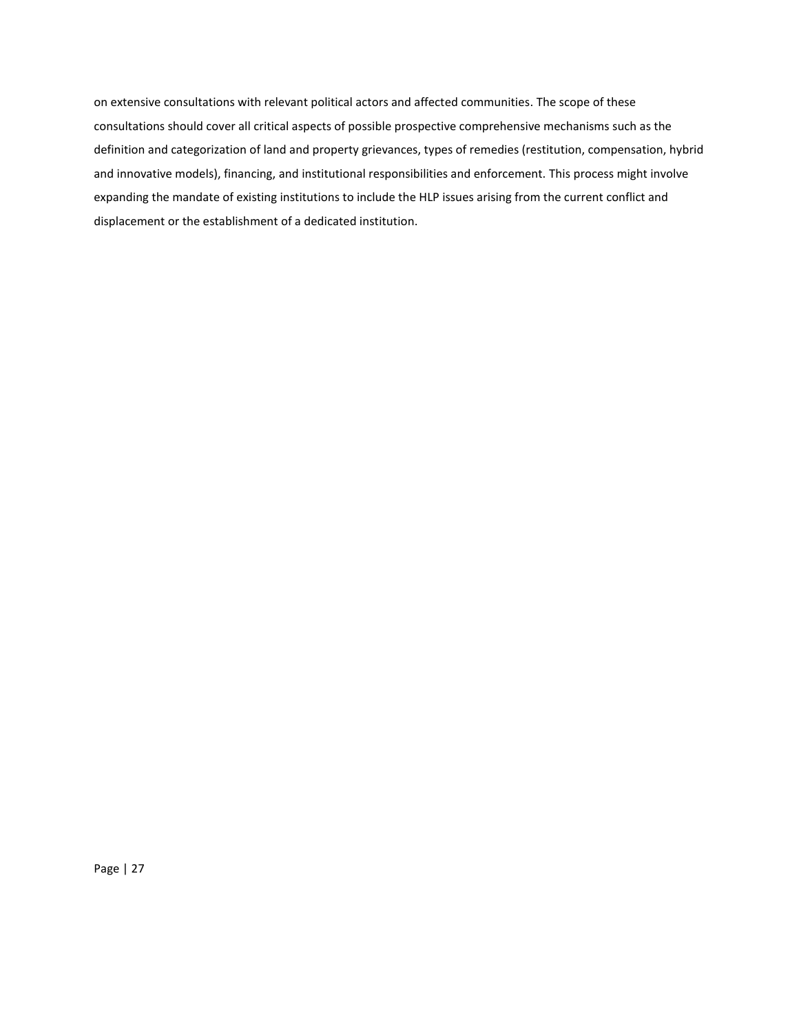on extensive consultations with relevant political actors and affected communities. The scope of these consultations should cover all critical aspects of possible prospective comprehensive mechanisms such as the definition and categorization of land and property grievances, types of remedies (restitution, compensation, hybrid and innovative models), financing, and institutional responsibilities and enforcement. This process might involve expanding the mandate of existing institutions to include the HLP issues arising from the current conflict and displacement or the establishment of a dedicated institution.